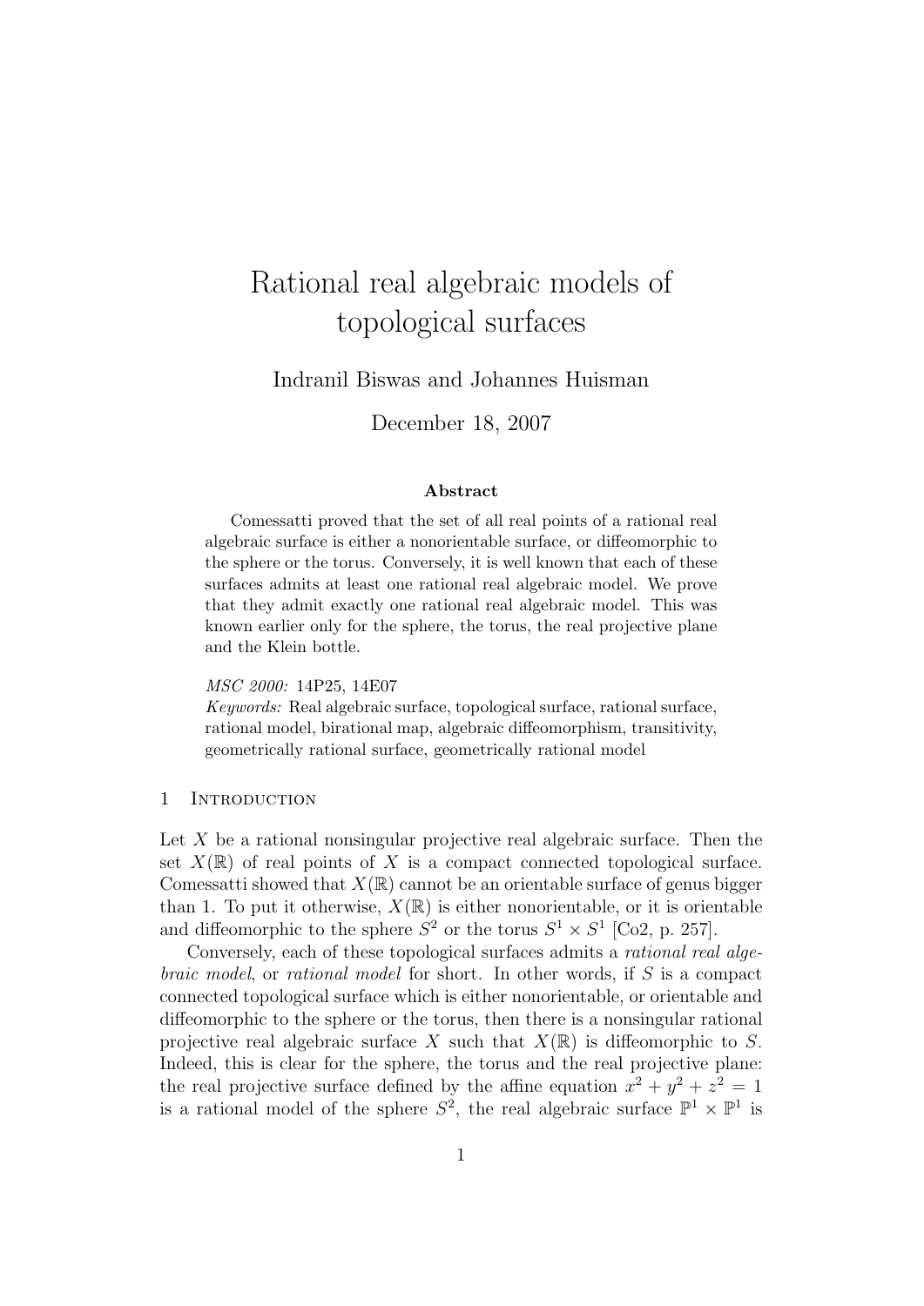# Rational real algebraic models of topological surfaces

Indranil Biswas and Johannes Huisman

December 18, 2007

### Abstract

Comessatti proved that the set of all real points of a rational real algebraic surface is either a nonorientable surface, or diffeomorphic to the sphere or the torus. Conversely, it is well known that each of these surfaces admits at least one rational real algebraic model. We prove that they admit exactly one rational real algebraic model. This was known earlier only for the sphere, the torus, the real projective plane and the Klein bottle.

*MSC 2000:* 14P25, 14E07

*Keywords:* Real algebraic surface, topological surface, rational surface, rational model, birational map, algebraic diffeomorphism, transitivity, geometrically rational surface, geometrically rational model

## 1 Introduction

Let $X$ be a rational nonsingular projective real algebraic surface. Then the set $X(\mathbb{R})$ of real points of $X$ is a compact connected topological surface. Comessatti showed that $X(\mathbb{R})$ cannot be an orientable surface of genus bigger than 1. To put it otherwise, $X(\mathbb{R})$ is either nonorientable, or it is orientable and diffeomorphic to the sphere $S^2$ or the torus $S^1 \times S^1$ [Co2, p. 257].

Conversely, each of these topological surfaces admits a *rational real algebraic model*, or *rational model* for short. In other words, if $S$ is a compact connected topological surface which is either nonorientable, or orientable and diffeomorphic to the sphere or the torus, then there is a nonsingular rational projective real algebraic surface $X$ such that $X(\mathbb{R})$ is diffeomorphic to $S$. Indeed, this is clear for the sphere, the torus and the real projective plane: the real projective surface defined by the affine equation $x^2 + y^2 + z^2 = 1$ is a rational model of the sphere $S^2$, the real algebraic surface $\mathbb{P}^1 \times \mathbb{P}^1$ is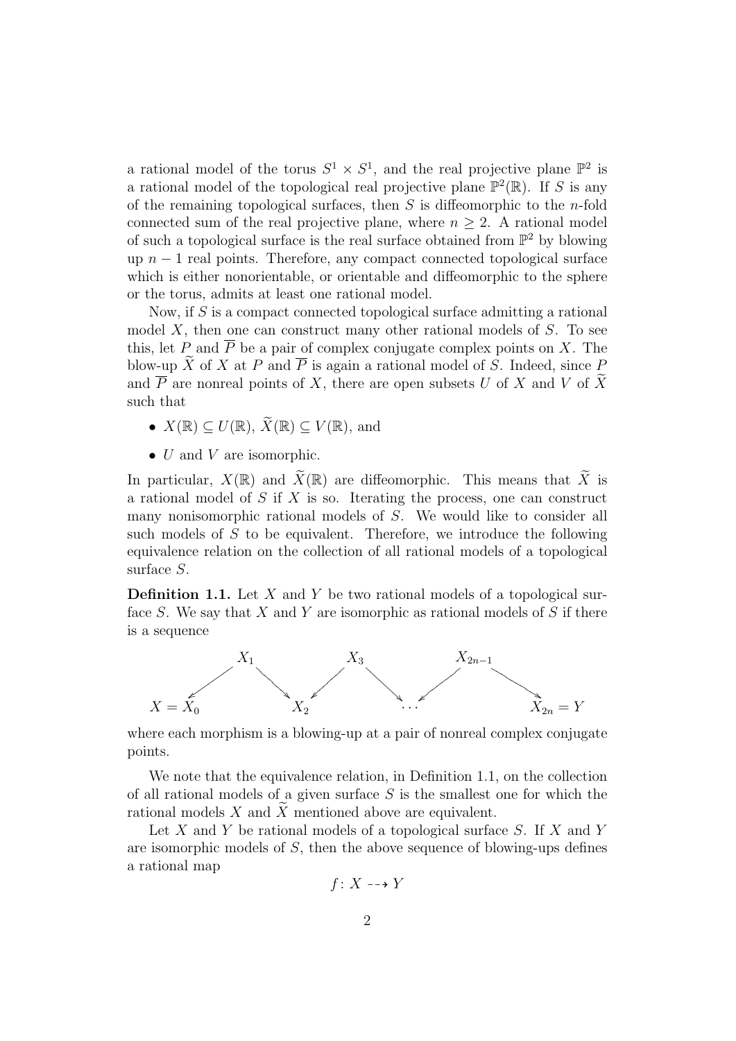a rational model of the torus $S^1 \times S^1$, and the real projective plane $\mathbb{P}^2$ is a rational model of the topological real projective plane $\mathbb{P}^2(\mathbb{R})$. If $S$ is any of the remaining topological surfaces, then $S$ is diffeomorphic to the $n$-fold connected sum of the real projective plane, where $n \geq 2$. A rational model of such a topological surface is the real surface obtained from $\mathbb{P}^2$ by blowing up $n-1$ real points. Therefore, any compact connected topological surface which is either nonorientable, or orientable and diffeomorphic to the sphere or the torus, admits at least one rational model.

Now, if $S$ is a compact connected topological surface admitting a rational model $X$, then one can construct many other rational models of $S$. To see this, let $P$ and $\overline{P}$ be a pair of complex conjugate complex points on $X$. The blow-up $\widetilde{X}$ of $X$ at $P$ and $\overline{P}$ is again a rational model of $S$. Indeed, since $P$ and $\overline{P}$ are nonreal points of $X$, there are open subsets $U$ of $X$ and $V$ of $\widetilde{X}$ such that

- $X(\mathbb{R}) \subseteq U(\mathbb{R})$, $\widetilde{X}(\mathbb{R}) \subseteq V(\mathbb{R})$, and
- $U$ and $V$ are isomorphic.

In particular, $X(\mathbb{R})$ and $\widetilde{X}(\mathbb{R})$ are diffeomorphic. This means that $\widetilde{X}$ is a rational model of $S$ if $X$ is so. Iterating the process, one can construct many nonisomorphic rational models of $S$. We would like to consider all such models of $S$ to be equivalent. Therefore, we introduce the following equivalence relation on the collection of all rational models of a topological surface $S$.

**Definition 1.1.** Let $X$ and $Y$ be two rational models of a topological surface $S$. We say that $X$ and $Y$ are isomorphic as rational models of $S$ if there is a sequence

$$\begin{array}{ccccccccc} & X_1 & & X_3 & & & X_{2n-1} & & \\ \swarrow & & \searrow & \swarrow & \searrow & \swarrow & & \searrow & \\ X = X_0 & & X_2 & & \cdots & & & & X_{2n} = Y \end{array}$$

where each morphism is a blowing-up at a pair of nonreal complex conjugate points.

We note that the equivalence relation, in Definition 1.1, on the collection of all rational models of a given surface $S$ is the smallest one for which the rational models $X$ and $\widetilde{X}$ mentioned above are equivalent.

Let $X$ and $Y$ be rational models of a topological surface $S$. If $X$ and $Y$ are isomorphic models of $S$, then the above sequence of blowing-ups defines a rational map

$$f\colon X \dashrightarrow Y$$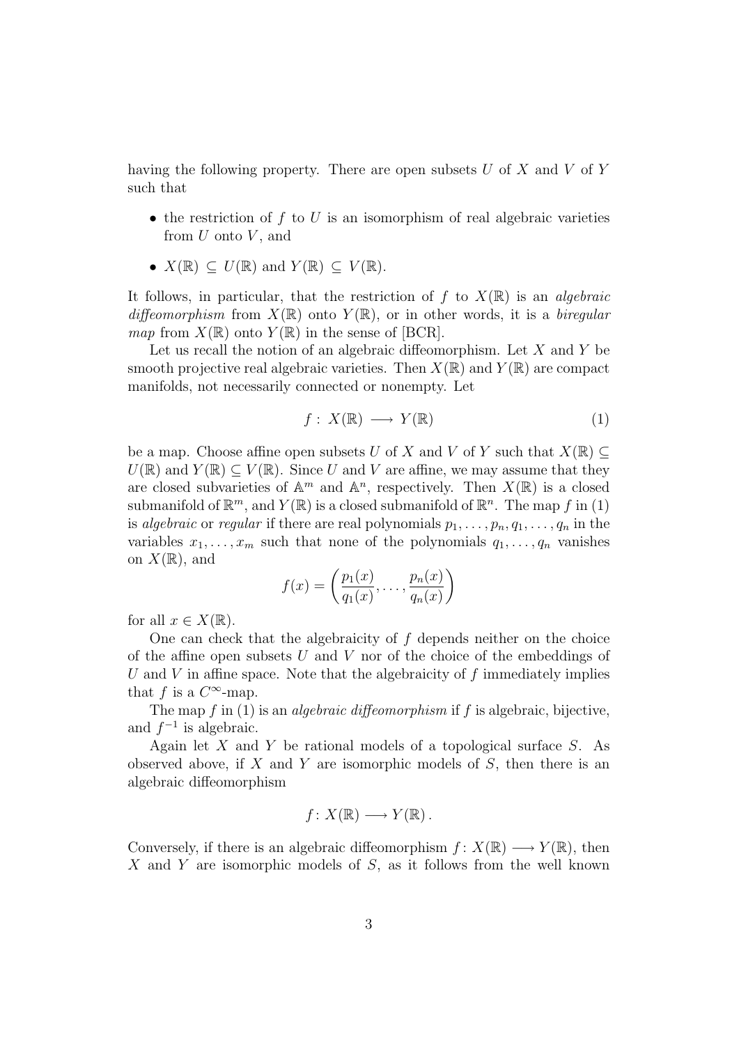having the following property. There are open subsets $U$ of $X$ and $V$ of $Y$ such that

- the restriction of $f$ to $U$ is an isomorphism of real algebraic varieties from $U$ onto $V$, and
- $X(\mathbb{R}) \subseteq U(\mathbb{R})$ and $Y(\mathbb{R}) \subseteq V(\mathbb{R})$.

It follows, in particular, that the restriction of $f$ to $X(\mathbb{R})$ is an *algebraic diffeomorphism* from $X(\mathbb{R})$ onto $Y(\mathbb{R})$, or in other words, it is a *biregular map* from $X(\mathbb{R})$ onto $Y(\mathbb{R})$ in the sense of [BCR].

Let us recall the notion of an algebraic diffeomorphism. Let $X$ and $Y$ be smooth projective real algebraic varieties. Then $X(\mathbb{R})$ and $Y(\mathbb{R})$ are compact manifolds, not necessarily connected or nonempty. Let

$$f: X(\mathbb{R}) \longrightarrow Y(\mathbb{R}) \tag{1}$$

be a map. Choose affine open subsets $U$ of $X$ and $V$ of $Y$ such that $X(\mathbb{R}) \subseteq U(\mathbb{R})$ and $Y(\mathbb{R}) \subseteq V(\mathbb{R})$. Since $U$ and $V$ are affine, we may assume that they are closed subvarieties of $\mathbb{A}^m$ and $\mathbb{A}^n$, respectively. Then $X(\mathbb{R})$ is a closed submanifold of $\mathbb{R}^m$, and $Y(\mathbb{R})$ is a closed submanifold of $\mathbb{R}^n$. The map $f$ in (1) is *algebraic* or *regular* if there are real polynomials $p_1, \ldots, p_n, q_1, \ldots, q_n$ in the variables $x_1, \ldots, x_m$ such that none of the polynomials $q_1, \ldots, q_n$ vanishes on $X(\mathbb{R})$, and

$$f(x) = \left( \frac{p_1(x)}{q_1(x)}, \ldots, \frac{p_n(x)}{q_n(x)} \right)$$

for all $x \in X(\mathbb{R})$.

One can check that the algebraicity of $f$ depends neither on the choice of the affine open subsets $U$ and $V$ nor of the choice of the embeddings of $U$ and $V$ in affine space. Note that the algebraicity of $f$ immediately implies that $f$ is a $C^\infty$-map.

The map $f$ in (1) is an *algebraic diffeomorphism* if $f$ is algebraic, bijective, and $f^{-1}$ is algebraic.

Again let $X$ and $Y$ be rational models of a topological surface $S$. As observed above, if $X$ and $Y$ are isomorphic models of $S$, then there is an algebraic diffeomorphism

$$f: X(\mathbb{R}) \longrightarrow Y(\mathbb{R}).$$

Conversely, if there is an algebraic diffeomorphism $f: X(\mathbb{R}) \longrightarrow Y(\mathbb{R})$, then $X$ and $Y$ are isomorphic models of $S$, as it follows from the well known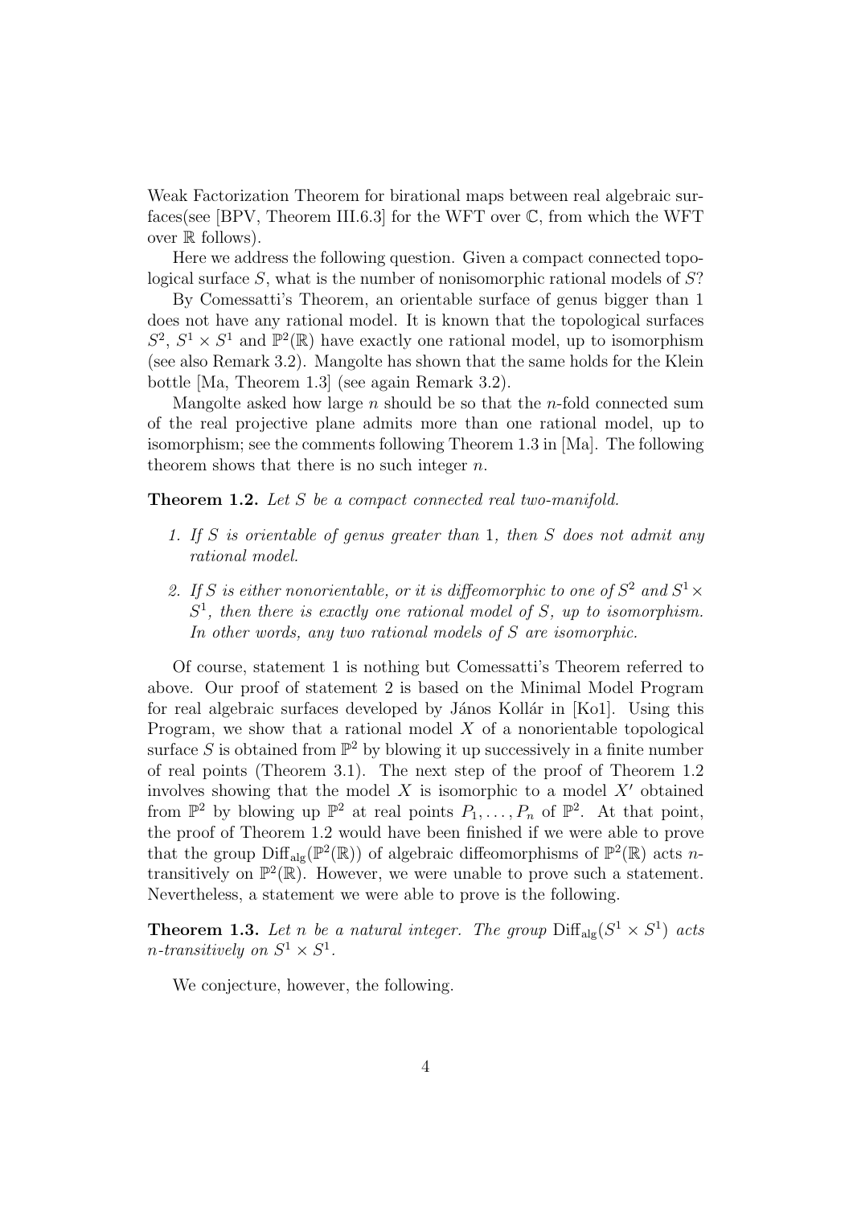Weak Factorization Theorem for birational maps between real algebraic surfaces(see [BPV, Theorem III.6.3] for the WFT over $\mathbb{C}$, from which the WFT over $\mathbb{R}$ follows).

Here we address the following question. Given a compact connected topological surface $S$, what is the number of nonisomorphic rational models of $S$?

By Comessatti's Theorem, an orientable surface of genus bigger than 1 does not have any rational model. It is known that the topological surfaces $S^2$, $S^1 \times S^1$ and $\mathbb{P}^2(\mathbb{R})$ have exactly one rational model, up to isomorphism (see also Remark 3.2). Mangolte has shown that the same holds for the Klein bottle [Ma, Theorem 1.3] (see again Remark 3.2).

Mangolte asked how large $n$ should be so that the $n$-fold connected sum of the real projective plane admits more than one rational model, up to isomorphism; see the comments following Theorem 1.3 in [Ma]. The following theorem shows that there is no such integer $n$.

**Theorem 1.2.** *Let $S$ be a compact connected real two-manifold.*

1. *If $S$ is orientable of genus greater than 1, then $S$ does not admit any rational model.*
2. *If $S$ is either nonorientable, or it is diffeomorphic to one of $S^2$ and $S^1 \times S^1$, then there is exactly one rational model of $S$, up to isomorphism. In other words, any two rational models of $S$ are isomorphic.*

Of course, statement 1 is nothing but Comessatti's Theorem referred to above. Our proof of statement 2 is based on the Minimal Model Program for real algebraic surfaces developed by János Kollár in [Ko1]. Using this Program, we show that a rational model $X$ of a nonorientable topological surface $S$ is obtained from $\mathbb{P}^2$ by blowing it up successively in a finite number of real points (Theorem 3.1). The next step of the proof of Theorem 1.2 involves showing that the model $X$ is isomorphic to a model $X'$ obtained from $\mathbb{P}^2$ by blowing up $\mathbb{P}^2$ at real points $P_1, \ldots, P_n$ of $\mathbb{P}^2$. At that point, the proof of Theorem 1.2 would have been finished if we were able to prove that the group $\mathrm{Diff}_{\mathrm{alg}}(\mathbb{P}^2(\mathbb{R}))$ of algebraic diffeomorphisms of $\mathbb{P}^2(\mathbb{R})$ acts $n$-transitively on $\mathbb{P}^2(\mathbb{R})$. However, we were unable to prove such a statement. Nevertheless, a statement we were able to prove is the following.

**Theorem 1.3.** *Let $n$ be a natural integer. The group $\mathrm{Diff}_{\mathrm{alg}}(S^1 \times S^1)$ acts $n$-transitively on $S^1 \times S^1$.*

We conjecture, however, the following.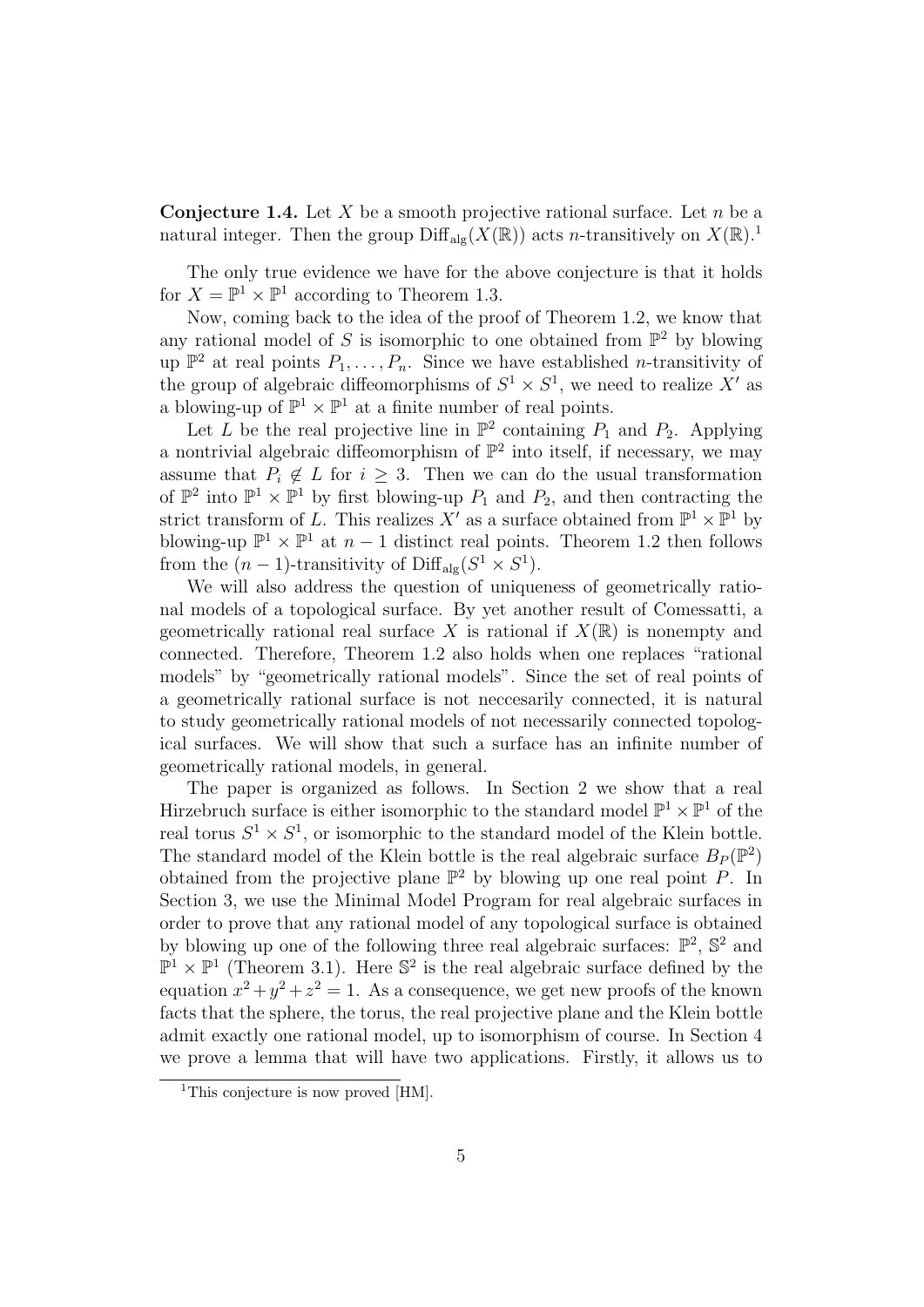**Conjecture 1.4.** Let $X$ be a smooth projective rational surface. Let $n$ be a natural integer. Then the group $\mathrm{Diff}_{\mathrm{alg}}(X(\mathbb{R}))$ acts $n$-transitively on $X(\mathbb{R})$.[1]

The only true evidence we have for the above conjecture is that it holds for $X = \mathbb{P}^1 \times \mathbb{P}^1$ according to Theorem 1.3.

Now, coming back to the idea of the proof of Theorem 1.2, we know that any rational model of $S$ is isomorphic to one obtained from $\mathbb{P}^2$ by blowing up $\mathbb{P}^2$ at real points $P_1, \ldots, P_n$. Since we have established $n$-transitivity of the group of algebraic diffeomorphisms of $S^1 \times S^1$, we need to realize $X'$ as a blowing-up of $\mathbb{P}^1 \times \mathbb{P}^1$ at a finite number of real points.

Let $L$ be the real projective line in $\mathbb{P}^2$ containing $P_1$ and $P_2$. Applying a nontrivial algebraic diffeomorphism of $\mathbb{P}^2$ into itself, if necessary, we may assume that $P_i \notin L$ for $i \geq 3$. Then we can do the usual transformation of $\mathbb{P}^2$ into $\mathbb{P}^1 \times \mathbb{P}^1$ by first blowing-up $P_1$ and $P_2$, and then contracting the strict transform of $L$. This realizes $X'$ as a surface obtained from $\mathbb{P}^1 \times \mathbb{P}^1$ by blowing-up $\mathbb{P}^1 \times \mathbb{P}^1$ at $n-1$ distinct real points. Theorem 1.2 then follows from the $(n-1)$-transitivity of $\mathrm{Diff}_{\mathrm{alg}}(S^1 \times S^1)$.

We will also address the question of uniqueness of geometrically rational models of a topological surface. By yet another result of Comessatti, a geometrically rational real surface $X$ is rational if $X(\mathbb{R})$ is nonempty and connected. Therefore, Theorem 1.2 also holds when one replaces "rational models" by "geometrically rational models". Since the set of real points of a geometrically rational surface is not neccesarily connected, it is natural to study geometrically rational models of not necessarily connected topological surfaces. We will show that such a surface has an infinite number of geometrically rational models, in general.

The paper is organized as follows. In Section 2 we show that a real Hirzebruch surface is either isomorphic to the standard model $\mathbb{P}^1 \times \mathbb{P}^1$ of the real torus $S^1 \times S^1$, or isomorphic to the standard model of the Klein bottle. The standard model of the Klein bottle is the real algebraic surface $B_P(\mathbb{P}^2)$ obtained from the projective plane $\mathbb{P}^2$ by blowing up one real point $P$. In Section 3, we use the Minimal Model Program for real algebraic surfaces in order to prove that any rational model of any topological surface is obtained by blowing up one of the following three real algebraic surfaces: $\mathbb{P}^2$, $\mathbb{S}^2$ and $\mathbb{P}^1 \times \mathbb{P}^1$ (Theorem 3.1). Here $\mathbb{S}^2$ is the real algebraic surface defined by the equation $x^2 + y^2 + z^2 = 1$. As a consequence, we get new proofs of the known facts that the sphere, the torus, the real projective plane and the Klein bottle admit exactly one rational model, up to isomorphism of course. In Section 4 we prove a lemma that will have two applications. Firstly, it allows us to

[1] This conjecture is now proved [HM].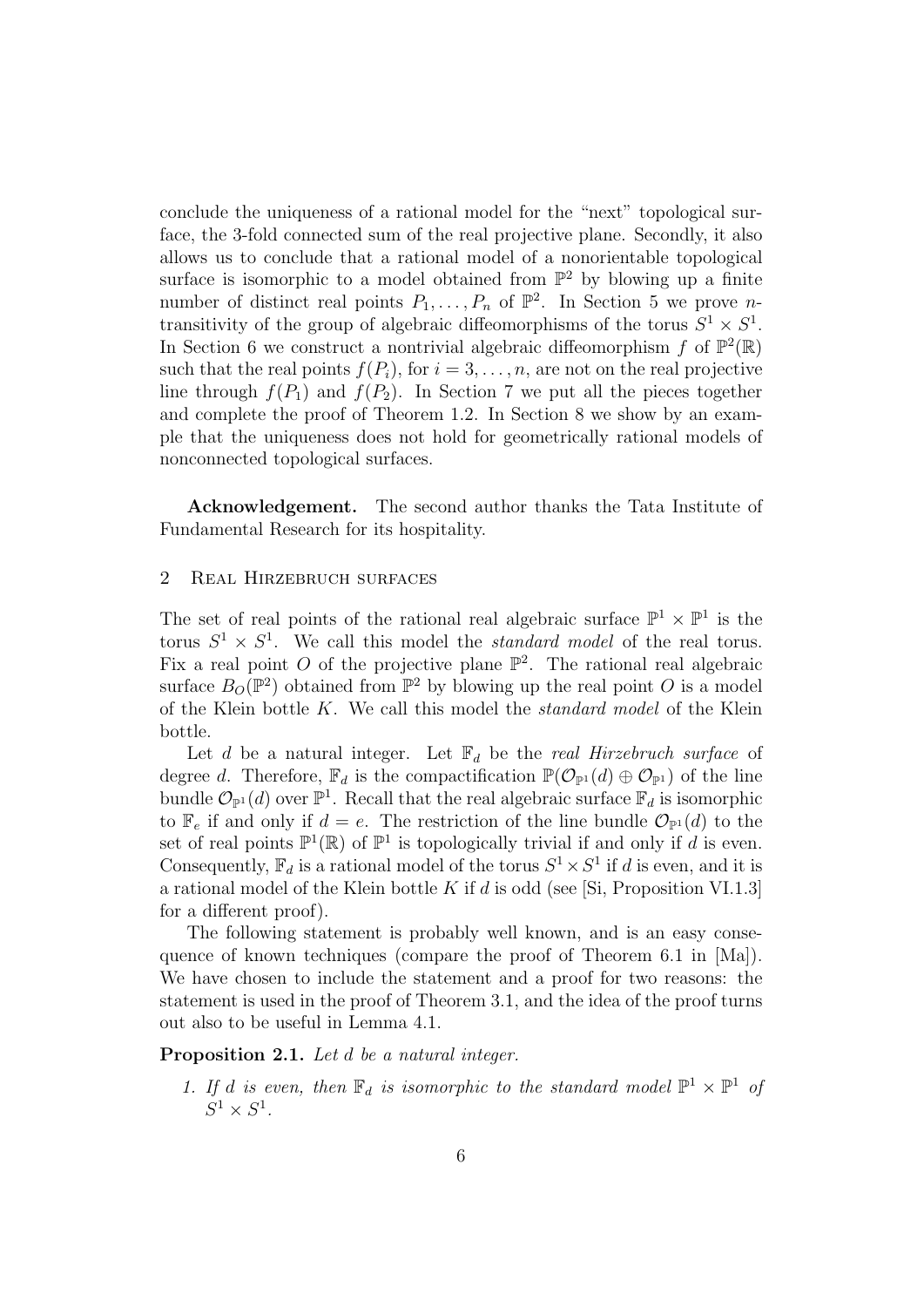conclude the uniqueness of a rational model for the "next" topological surface, the 3-fold connected sum of the real projective plane. Secondly, it also allows us to conclude that a rational model of a nonorientable topological surface is isomorphic to a model obtained from $\mathbb{P}^2$ by blowing up a finite number of distinct real points $P_1, \ldots, P_n$ of $\mathbb{P}^2$. In Section 5 we prove $n$-transitivity of the group of algebraic diffeomorphisms of the torus $S^1 \times S^1$. In Section 6 we construct a nontrivial algebraic diffeomorphism $f$ of $\mathbb{P}^2(\mathbb{R})$ such that the real points $f(P_i)$, for $i = 3, \ldots, n$, are not on the real projective line through $f(P_1)$ and $f(P_2)$. In Section 7 we put all the pieces together and complete the proof of Theorem 1.2. In Section 8 we show by an example that the uniqueness does not hold for geometrically rational models of nonconnected topological surfaces.

**Acknowledgement.** The second author thanks the Tata Institute of Fundamental Research for its hospitality.

## 2 Real Hirzebruch surfaces

The set of real points of the rational real algebraic surface $\mathbb{P}^1 \times \mathbb{P}^1$ is the torus $S^1 \times S^1$. We call this model the *standard model* of the real torus. Fix a real point $O$ of the projective plane $\mathbb{P}^2$. The rational real algebraic surface $B_O(\mathbb{P}^2)$ obtained from $\mathbb{P}^2$ by blowing up the real point $O$ is a model of the Klein bottle $K$. We call this model the *standard model* of the Klein bottle.

Let $d$ be a natural integer. Let $\mathbb{F}_d$ be the *real Hirzebruch surface* of degree $d$. Therefore, $\mathbb{F}_d$ is the compactification $\mathbb{P}(\mathcal{O}_{\mathbb{P}^1}(d) \oplus \mathcal{O}_{\mathbb{P}^1})$ of the line bundle $\mathcal{O}_{\mathbb{P}^1}(d)$ over $\mathbb{P}^1$. Recall that the real algebraic surface $\mathbb{F}_d$ is isomorphic to $\mathbb{F}_e$ if and only if $d = e$. The restriction of the line bundle $\mathcal{O}_{\mathbb{P}^1}(d)$ to the set of real points $\mathbb{P}^1(\mathbb{R})$ of $\mathbb{P}^1$ is topologically trivial if and only if $d$ is even. Consequently, $\mathbb{F}_d$ is a rational model of the torus $S^1 \times S^1$ if $d$ is even, and it is a rational model of the Klein bottle $K$ if $d$ is odd (see [Si, Proposition VI.1.3] for a different proof).

The following statement is probably well known, and is an easy consequence of known techniques (compare the proof of Theorem 6.1 in [Ma]). We have chosen to include the statement and a proof for two reasons: the statement is used in the proof of Theorem 3.1, and the idea of the proof turns out also to be useful in Lemma 4.1.

**Proposition 2.1.** *Let $d$ be a natural integer.*

1. *If $d$ is even, then $\mathbb{F}_d$ is isomorphic to the standard model $\mathbb{P}^1 \times \mathbb{P}^1$ of $S^1 \times S^1$.*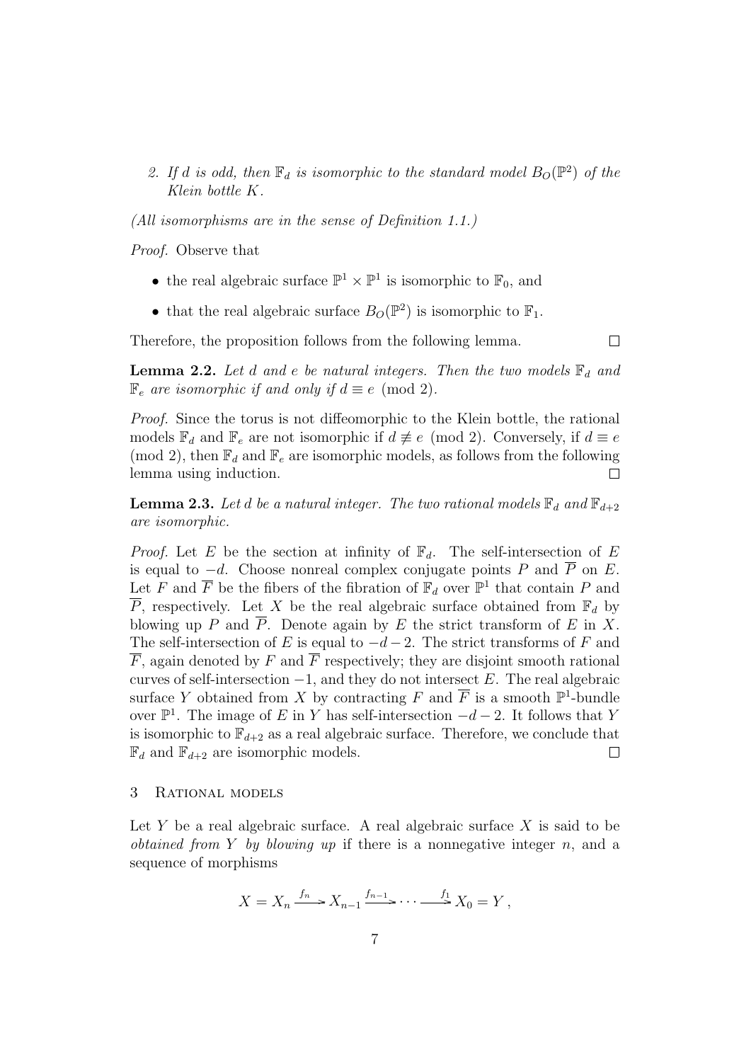2. *If $d$ is odd, then $\mathbb{F}_d$ is isomorphic to the standard model $B_O(\mathbb{P}^2)$ of the Klein bottle $K$.*

*(All isomorphisms are in the sense of Definition 1.1.)*

*Proof.* Observe that

- the real algebraic surface $\mathbb{P}^1 \times \mathbb{P}^1$ is isomorphic to $\mathbb{F}_0$, and
- that the real algebraic surface $B_O(\mathbb{P}^2)$ is isomorphic to $\mathbb{F}_1$.

Therefore, the proposition follows from the following lemma. □

**Lemma 2.2.** *Let $d$ and $e$ be natural integers. Then the two models $\mathbb{F}_d$ and $\mathbb{F}_e$ are isomorphic if and only if $d \equiv e \pmod 2$.*

*Proof.* Since the torus is not diffeomorphic to the Klein bottle, the rational models $\mathbb{F}_d$ and $\mathbb{F}_e$ are not isomorphic if $d \not\equiv e \pmod 2$. Conversely, if $d \equiv e \pmod 2$, then $\mathbb{F}_d$ and $\mathbb{F}_e$ are isomorphic models, as follows from the following lemma using induction. □

**Lemma 2.3.** *Let $d$ be a natural integer. The two rational models $\mathbb{F}_d$ and $\mathbb{F}_{d+2}$ are isomorphic.*

*Proof.* Let $E$ be the section at infinity of $\mathbb{F}_d$. The self-intersection of $E$ is equal to $-d$. Choose nonreal complex conjugate points $P$ and $\overline{P}$ on $E$. Let $F$ and $\overline{F}$ be the fibers of the fibration of $\mathbb{F}_d$ over $\mathbb{P}^1$ that contain $P$ and $\overline{P}$, respectively. Let $X$ be the real algebraic surface obtained from $\mathbb{F}_d$ by blowing up $P$ and $\overline{P}$. Denote again by $E$ the strict transform of $E$ in $X$. The self-intersection of $E$ is equal to $-d-2$. The strict transforms of $F$ and $\overline{F}$, again denoted by $F$ and $\overline{F}$ respectively; they are disjoint smooth rational curves of self-intersection $-1$, and they do not intersect $E$. The real algebraic surface $Y$ obtained from $X$ by contracting $F$ and $\overline{F}$ is a smooth $\mathbb{P}^1$-bundle over $\mathbb{P}^1$. The image of $E$ in $Y$ has self-intersection $-d-2$. It follows that $Y$ is isomorphic to $\mathbb{F}_{d+2}$ as a real algebraic surface. Therefore, we conclude that $\mathbb{F}_d$ and $\mathbb{F}_{d+2}$ are isomorphic models. □

## 3 Rational models

Let $Y$ be a real algebraic surface. A real algebraic surface $X$ is said to be *obtained from $Y$ by blowing up* if there is a nonnegative integer $n$, and a sequence of morphisms

$$X = X_n \xrightarrow{f_n} X_{n-1} \xrightarrow{f_{n-1}} \cdots \xrightarrow{f_1} X_0 = Y\,,$$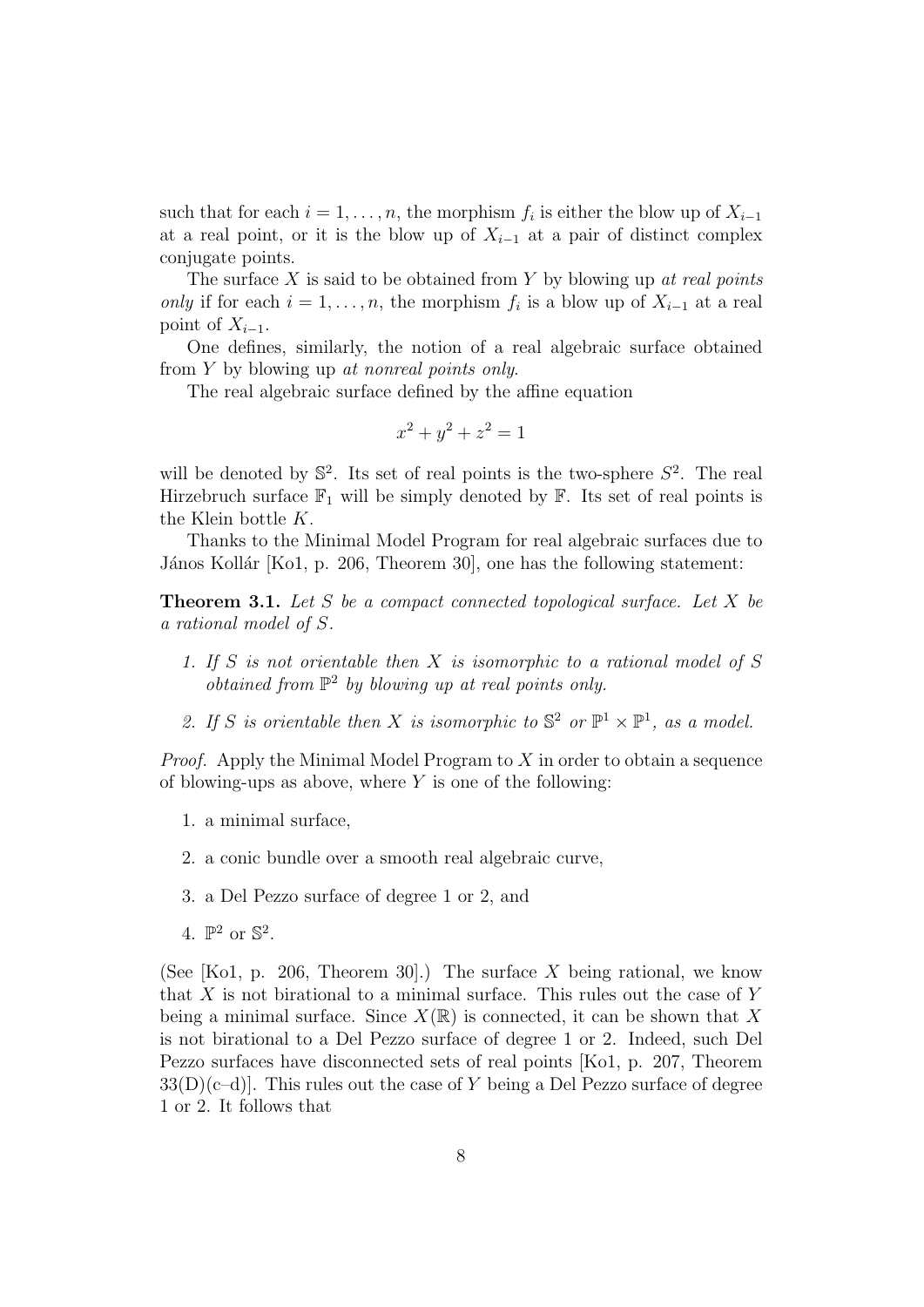such that for each $i = 1, \ldots, n$, the morphism $f_i$ is either the blow up of $X_{i-1}$ at a real point, or it is the blow up of $X_{i-1}$ at a pair of distinct complex conjugate points.

The surface $X$ is said to be obtained from $Y$ by blowing up *at real points only* if for each $i = 1, \ldots, n$, the morphism $f_i$ is a blow up of $X_{i-1}$ at a real point of $X_{i-1}$.

One defines, similarly, the notion of a real algebraic surface obtained from $Y$ by blowing up *at nonreal points only*.

The real algebraic surface defined by the affine equation

$$x^2 + y^2 + z^2 = 1$$

will be denoted by $\mathbb{S}^2$. Its set of real points is the two-sphere $S^2$. The real Hirzebruch surface $\mathbb{F}_1$ will be simply denoted by $\mathbb{F}$. Its set of real points is the Klein bottle $K$.

Thanks to the Minimal Model Program for real algebraic surfaces due to János Kollár [Ko1, p. 206, Theorem 30], one has the following statement:

**Theorem 3.1.** *Let $S$ be a compact connected topological surface. Let $X$ be a rational model of $S$.*

1. *If $S$ is not orientable then $X$ is isomorphic to a rational model of $S$ obtained from $\mathbb{P}^2$ by blowing up at real points only.*
2. *If $S$ is orientable then $X$ is isomorphic to $\mathbb{S}^2$ or $\mathbb{P}^1 \times \mathbb{P}^1$, as a model.*

*Proof.* Apply the Minimal Model Program to $X$ in order to obtain a sequence of blowing-ups as above, where $Y$ is one of the following:

1. a minimal surface,
2. a conic bundle over a smooth real algebraic curve,
3. a Del Pezzo surface of degree 1 or 2, and
4. $\mathbb{P}^2$ or $\mathbb{S}^2$.

(See [Ko1, p. 206, Theorem 30].) The surface $X$ being rational, we know that $X$ is not birational to a minimal surface. This rules out the case of $Y$ being a minimal surface. Since $X(\mathbb{R})$ is connected, it can be shown that $X$ is not birational to a Del Pezzo surface of degree 1 or 2. Indeed, such Del Pezzo surfaces have disconnected sets of real points [Ko1, p. 207, Theorem 33(D)(c–d)]. This rules out the case of $Y$ being a Del Pezzo surface of degree 1 or 2. It follows that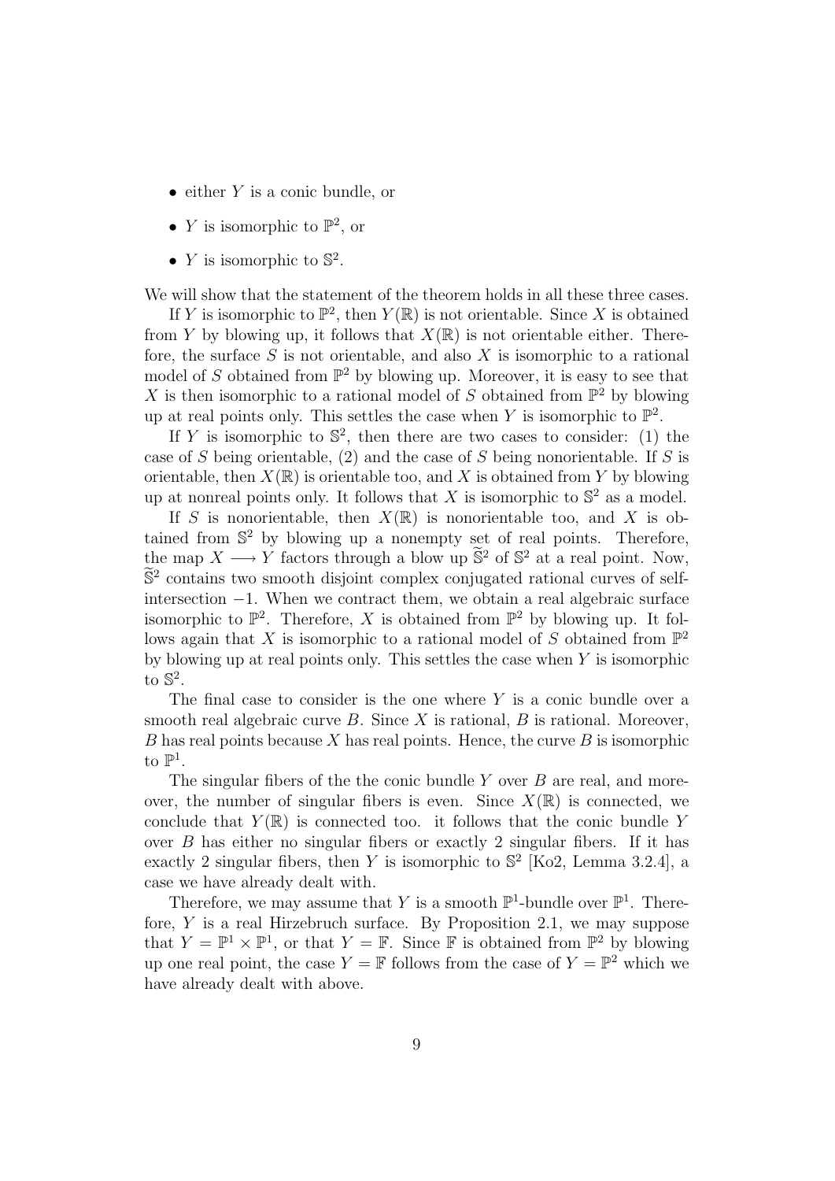- either $Y$ is a conic bundle, or
- $Y$ is isomorphic to $\mathbb{P}^2$, or
- $Y$ is isomorphic to $\mathbb{S}^2$.

We will show that the statement of the theorem holds in all these three cases.

If $Y$ is isomorphic to $\mathbb{P}^2$, then $Y(\mathbb{R})$ is not orientable. Since $X$ is obtained from $Y$ by blowing up, it follows that $X(\mathbb{R})$ is not orientable either. Therefore, the surface $S$ is not orientable, and also $X$ is isomorphic to a rational model of $S$ obtained from $\mathbb{P}^2$ by blowing up. Moreover, it is easy to see that $X$ is then isomorphic to a rational model of $S$ obtained from $\mathbb{P}^2$ by blowing up at real points only. This settles the case when $Y$ is isomorphic to $\mathbb{P}^2$.

If $Y$ is isomorphic to $\mathbb{S}^2$, then there are two cases to consider: (1) the case of $S$ being orientable, (2) and the case of $S$ being nonorientable. If $S$ is orientable, then $X(\mathbb{R})$ is orientable too, and $X$ is obtained from $Y$ by blowing up at nonreal points only. It follows that $X$ is isomorphic to $\mathbb{S}^2$ as a model.

If $S$ is nonorientable, then $X(\mathbb{R})$ is nonorientable too, and $X$ is obtained from $\mathbb{S}^2$ by blowing up a nonempty set of real points. Therefore, the map $X \longrightarrow Y$ factors through a blow up $\widetilde{\mathbb{S}}^2$ of $\mathbb{S}^2$ at a real point. Now, $\widetilde{\mathbb{S}}^2$ contains two smooth disjoint complex conjugated rational curves of self-intersection $-1$. When we contract them, we obtain a real algebraic surface isomorphic to $\mathbb{P}^2$. Therefore, $X$ is obtained from $\mathbb{P}^2$ by blowing up. It follows again that $X$ is isomorphic to a rational model of $S$ obtained from $\mathbb{P}^2$ by blowing up at real points only. This settles the case when $Y$ is isomorphic to $\mathbb{S}^2$.

The final case to consider is the one where $Y$ is a conic bundle over a smooth real algebraic curve $B$. Since $X$ is rational, $B$ is rational. Moreover, $B$ has real points because $X$ has real points. Hence, the curve $B$ is isomorphic to $\mathbb{P}^1$.

The singular fibers of the the conic bundle $Y$ over $B$ are real, and moreover, the number of singular fibers is even. Since $X(\mathbb{R})$ is connected, we conclude that $Y(\mathbb{R})$ is connected too. it follows that the conic bundle $Y$ over $B$ has either no singular fibers or exactly 2 singular fibers. If it has exactly 2 singular fibers, then $Y$ is isomorphic to $\mathbb{S}^2$ [Ko2, Lemma 3.2.4], a case we have already dealt with.

Therefore, we may assume that $Y$ is a smooth $\mathbb{P}^1$-bundle over $\mathbb{P}^1$. Therefore, $Y$ is a real Hirzebruch surface. By Proposition 2.1, we may suppose that $Y = \mathbb{P}^1 \times \mathbb{P}^1$, or that $Y = \mathbb{F}$. Since $\mathbb{F}$ is obtained from $\mathbb{P}^2$ by blowing up one real point, the case $Y = \mathbb{F}$ follows from the case of $Y = \mathbb{P}^2$ which we have already dealt with above.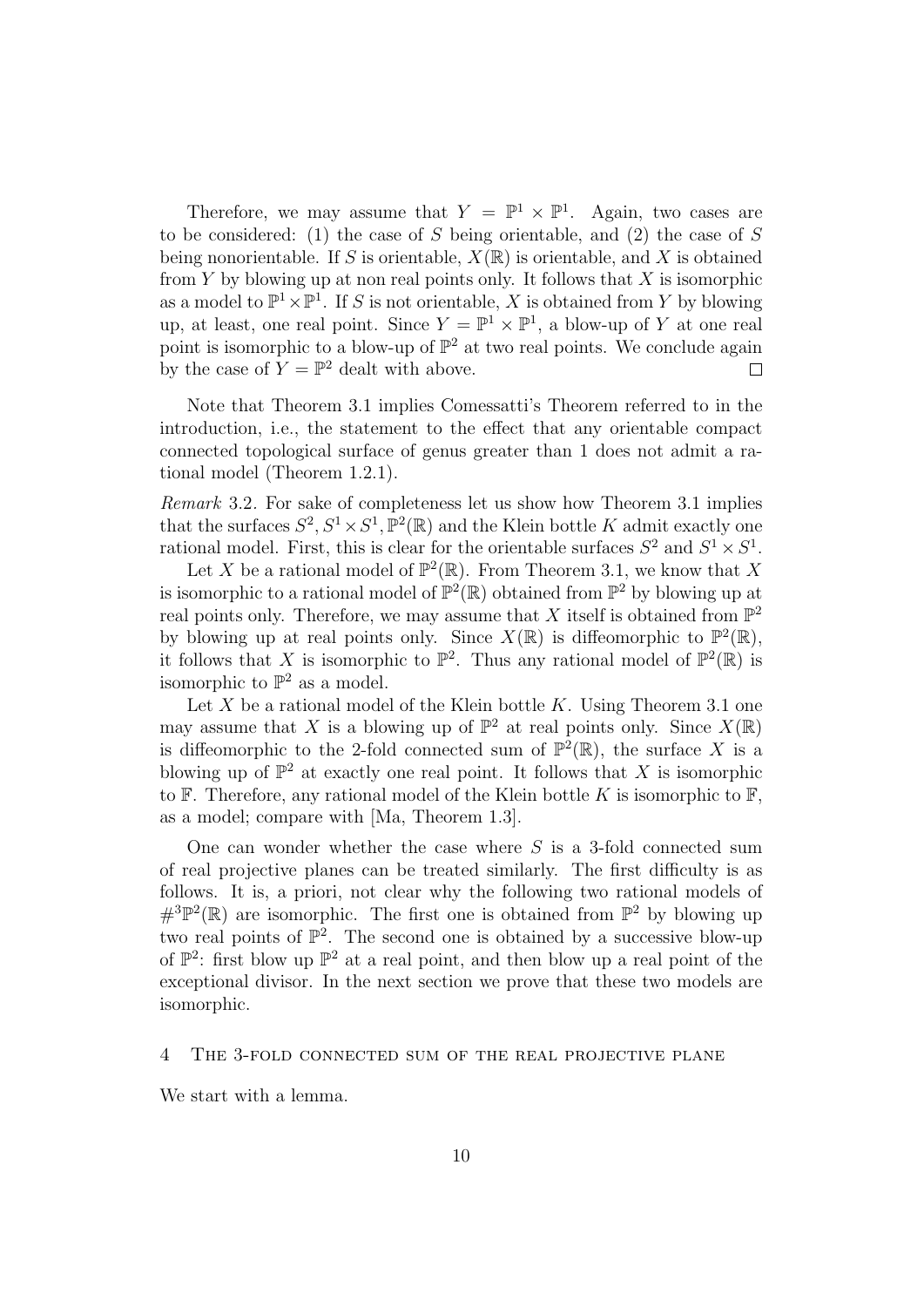Therefore, we may assume that $Y = \mathbb{P}^1 \times \mathbb{P}^1$. Again, two cases are to be considered: (1) the case of $S$ being orientable, and (2) the case of $S$ being nonorientable. If $S$ is orientable, $X(\mathbb{R})$ is orientable, and $X$ is obtained from $Y$ by blowing up at non real points only. It follows that $X$ is isomorphic as a model to $\mathbb{P}^1 \times \mathbb{P}^1$. If $S$ is not orientable, $X$ is obtained from $Y$ by blowing up, at least, one real point. Since $Y = \mathbb{P}^1 \times \mathbb{P}^1$, a blow-up of $Y$ at one real point is isomorphic to a blow-up of $\mathbb{P}^2$ at two real points. We conclude again by the case of $Y = \mathbb{P}^2$ dealt with above. $\square$

Note that Theorem 3.1 implies Comessatti's Theorem referred to in the introduction, i.e., the statement to the effect that any orientable compact connected topological surface of genus greater than 1 does not admit a rational model (Theorem 1.2.1).

*Remark* 3.2. For sake of completeness let us show how Theorem 3.1 implies that the surfaces $S^2, S^1 \times S^1, \mathbb{P}^2(\mathbb{R})$ and the Klein bottle $K$ admit exactly one rational model. First, this is clear for the orientable surfaces $S^2$ and $S^1 \times S^1$.

Let $X$ be a rational model of $\mathbb{P}^2(\mathbb{R})$. From Theorem 3.1, we know that $X$ is isomorphic to a rational model of $\mathbb{P}^2(\mathbb{R})$ obtained from $\mathbb{P}^2$ by blowing up at real points only. Therefore, we may assume that $X$ itself is obtained from $\mathbb{P}^2$ by blowing up at real points only. Since $X(\mathbb{R})$ is diffeomorphic to $\mathbb{P}^2(\mathbb{R})$, it follows that $X$ is isomorphic to $\mathbb{P}^2$. Thus any rational model of $\mathbb{P}^2(\mathbb{R})$ is isomorphic to $\mathbb{P}^2$ as a model.

Let $X$ be a rational model of the Klein bottle $K$. Using Theorem 3.1 one may assume that $X$ is a blowing up of $\mathbb{P}^2$ at real points only. Since $X(\mathbb{R})$ is diffeomorphic to the 2-fold connected sum of $\mathbb{P}^2(\mathbb{R})$, the surface $X$ is a blowing up of $\mathbb{P}^2$ at exactly one real point. It follows that $X$ is isomorphic to $\mathbb{F}$. Therefore, any rational model of the Klein bottle $K$ is isomorphic to $\mathbb{F}$, as a model; compare with [Ma, Theorem 1.3].

One can wonder whether the case where $S$ is a 3-fold connected sum of real projective planes can be treated similarly. The first difficulty is as follows. It is, a priori, not clear why the following two rational models of $\#^3\mathbb{P}^2(\mathbb{R})$ are isomorphic. The first one is obtained from $\mathbb{P}^2$ by blowing up two real points of $\mathbb{P}^2$. The second one is obtained by a successive blow-up of $\mathbb{P}^2$: first blow up $\mathbb{P}^2$ at a real point, and then blow up a real point of the exceptional divisor. In the next section we prove that these two models are isomorphic.

## 4 The 3-fold connected sum of the real projective plane

We start with a lemma.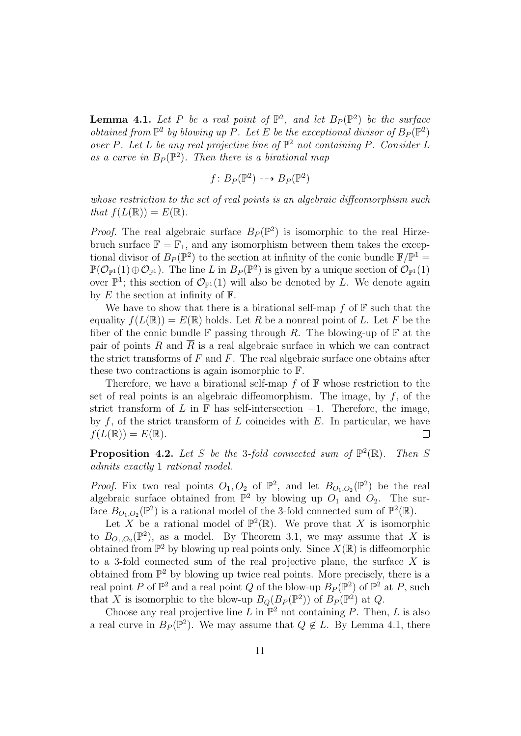**Lemma 4.1.** *Let $P$ be a real point of $\mathbb{P}^2$, and let $B_P(\mathbb{P}^2)$ be the surface obtained from $\mathbb{P}^2$ by blowing up $P$. Let $E$ be the exceptional divisor of $B_P(\mathbb{P}^2)$ over $P$. Let $L$ be any real projective line of $\mathbb{P}^2$ not containing $P$. Consider $L$ as a curve in $B_P(\mathbb{P}^2)$. Then there is a birational map*

$$f\colon B_P(\mathbb{P}^2) \dashrightarrow B_P(\mathbb{P}^2)$$

*whose restriction to the set of real points is an algebraic diffeomorphism such that $f(L(\mathbb{R})) = E(\mathbb{R})$.*

*Proof.* The real algebraic surface $B_P(\mathbb{P}^2)$ is isomorphic to the real Hirzebruch surface $\mathbb{F} = \mathbb{F}_1$, and any isomorphism between them takes the exceptional divisor of $B_P(\mathbb{P}^2)$ to the section at infinity of the conic bundle $\mathbb{F}/\mathbb{P}^1 = \mathbb{P}(\mathcal{O}_{\mathbb{P}^1}(1) \oplus \mathcal{O}_{\mathbb{P}^1})$. The line $L$ in $B_P(\mathbb{P}^2)$ is given by a unique section of $\mathcal{O}_{\mathbb{P}^1}(1)$ over $\mathbb{P}^1$; this section of $\mathcal{O}_{\mathbb{P}^1}(1)$ will also be denoted by $L$. We denote again by $E$ the section at infinity of $\mathbb{F}$.

We have to show that there is a birational self-map $f$ of $\mathbb{F}$ such that the equality $f(L(\mathbb{R})) = E(\mathbb{R})$ holds. Let $R$ be a nonreal point of $L$. Let $F$ be the fiber of the conic bundle $\mathbb{F}$ passing through $R$. The blowing-up of $\mathbb{F}$ at the pair of points $R$ and $\overline{R}$ is a real algebraic surface in which we can contract the strict transforms of $F$ and $\overline{F}$. The real algebraic surface one obtains after these two contractions is again isomorphic to $\mathbb{F}$.

Therefore, we have a birational self-map $f$ of $\mathbb{F}$ whose restriction to the set of real points is an algebraic diffeomorphism. The image, by $f$, of the strict transform of $L$ in $\mathbb{F}$ has self-intersection $-1$. Therefore, the image, by $f$, of the strict transform of $L$ coincides with $E$. In particular, we have $f(L(\mathbb{R})) = E(\mathbb{R})$. $\square$

**Proposition 4.2.** *Let $S$ be the 3-fold connected sum of $\mathbb{P}^2(\mathbb{R})$. Then $S$ admits exactly 1 rational model.*

*Proof.* Fix two real points $O_1, O_2$ of $\mathbb{P}^2$, and let $B_{O_1,O_2}(\mathbb{P}^2)$ be the real algebraic surface obtained from $\mathbb{P}^2$ by blowing up $O_1$ and $O_2$. The surface $B_{O_1,O_2}(\mathbb{P}^2)$ is a rational model of the 3-fold connected sum of $\mathbb{P}^2(\mathbb{R})$.

Let $X$ be a rational model of $\mathbb{P}^2(\mathbb{R})$. We prove that $X$ is isomorphic to $B_{O_1,O_2}(\mathbb{P}^2)$, as a model. By Theorem 3.1, we may assume that $X$ is obtained from $\mathbb{P}^2$ by blowing up real points only. Since $X(\mathbb{R})$ is diffeomorphic to a 3-fold connected sum of the real projective plane, the surface $X$ is obtained from $\mathbb{P}^2$ by blowing up twice real points. More precisely, there is a real point $P$ of $\mathbb{P}^2$ and a real point $Q$ of the blow-up $B_P(\mathbb{P}^2)$ of $\mathbb{P}^2$ at $P$, such that $X$ is isomorphic to the blow-up $B_Q(B_P(\mathbb{P}^2))$ of $B_P(\mathbb{P}^2)$ at $Q$.

Choose any real projective line $L$ in $\mathbb{P}^2$ not containing $P$. Then, $L$ is also a real curve in $B_P(\mathbb{P}^2)$. We may assume that $Q \notin L$. By Lemma 4.1, there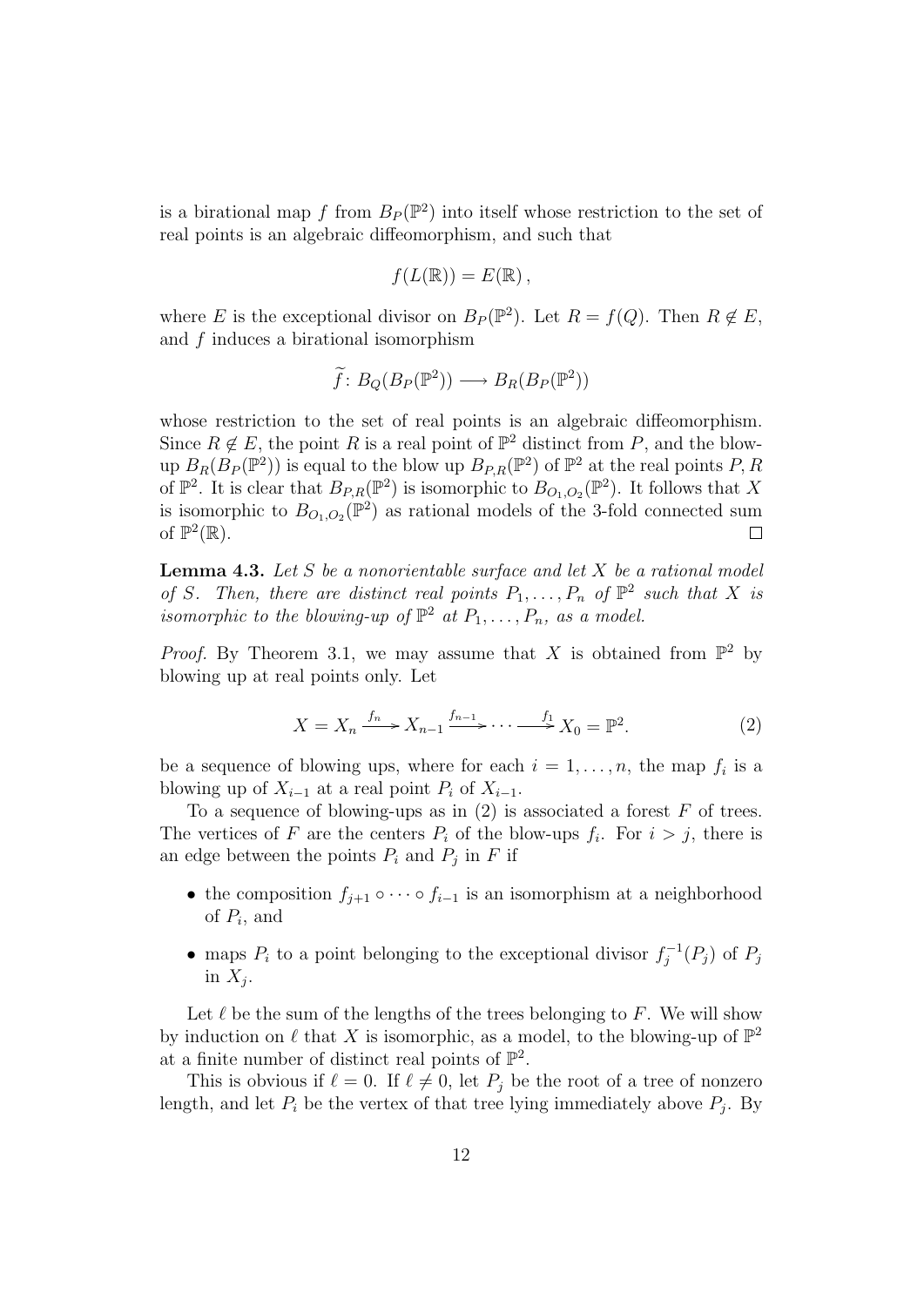is a birational map $f$ from $B_P(\mathbb{P}^2)$ into itself whose restriction to the set of real points is an algebraic diffeomorphism, and such that

$$f(L(\mathbb{R})) = E(\mathbb{R}),$$

where $E$ is the exceptional divisor on $B_P(\mathbb{P}^2)$. Let $R = f(Q)$. Then $R \notin E$, and $f$ induces a birational isomorphism

$$\widetilde{f}\colon B_Q(B_P(\mathbb{P}^2)) \longrightarrow B_R(B_P(\mathbb{P}^2))$$

whose restriction to the set of real points is an algebraic diffeomorphism. Since $R \notin E$, the point $R$ is a real point of $\mathbb{P}^2$ distinct from $P$, and the blow-up $B_R(B_P(\mathbb{P}^2))$ is equal to the blow up $B_{P,R}(\mathbb{P}^2)$ of $\mathbb{P}^2$ at the real points $P, R$ of $\mathbb{P}^2$. It is clear that $B_{P,R}(\mathbb{P}^2)$ is isomorphic to $B_{O_1,O_2}(\mathbb{P}^2)$. It follows that $X$ is isomorphic to $B_{O_1,O_2}(\mathbb{P}^2)$ as rational models of the 3-fold connected sum of $\mathbb{P}^2(\mathbb{R})$. $\square$

**Lemma 4.3.** *Let $S$ be a nonorientable surface and let $X$ be a rational model of $S$. Then, there are distinct real points $P_1, \ldots, P_n$ of $\mathbb{P}^2$ such that $X$ is isomorphic to the blowing-up of $\mathbb{P}^2$ at $P_1, \ldots, P_n$, as a model.*

*Proof.* By Theorem 3.1, we may assume that $X$ is obtained from $\mathbb{P}^2$ by blowing up at real points only. Let

$$X = X_n \xrightarrow{f_n} X_{n-1} \xrightarrow{f_{n-1}} \cdots \xrightarrow{f_1} X_0 = \mathbb{P}^2. \tag{2}$$

be a sequence of blowing ups, where for each $i = 1, \ldots, n$, the map $f_i$ is a blowing up of $X_{i-1}$ at a real point $P_i$ of $X_{i-1}$.

To a sequence of blowing-ups as in (2) is associated a forest $F$ of trees. The vertices of $F$ are the centers $P_i$ of the blow-ups $f_i$. For $i > j$, there is an edge between the points $P_i$ and $P_j$ in $F$ if

- the composition $f_{j+1} \circ \cdots \circ f_{i-1}$ is an isomorphism at a neighborhood of $P_i$, and
- maps $P_i$ to a point belonging to the exceptional divisor $f_j^{-1}(P_j)$ of $P_j$ in $X_j$.

Let $\ell$ be the sum of the lengths of the trees belonging to $F$. We will show by induction on $\ell$ that $X$ is isomorphic, as a model, to the blowing-up of $\mathbb{P}^2$ at a finite number of distinct real points of $\mathbb{P}^2$.

This is obvious if $\ell = 0$. If $\ell \neq 0$, let $P_j$ be the root of a tree of nonzero length, and let $P_i$ be the vertex of that tree lying immediately above $P_j$. By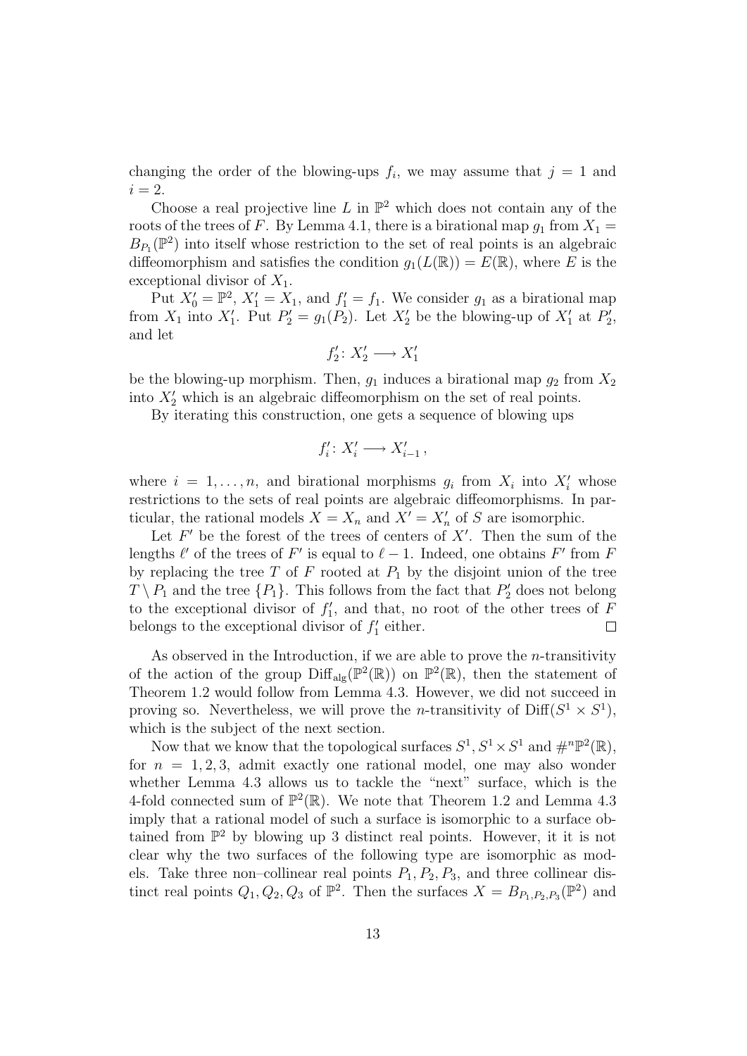changing the order of the blowing-ups $f_i$, we may assume that $j = 1$ and $i = 2$.

Choose a real projective line $L$ in $\mathbb{P}^2$ which does not contain any of the roots of the trees of $F$. By Lemma 4.1, there is a birational map $g_1$ from $X_1 = B_{P_1}(\mathbb{P}^2)$ into itself whose restriction to the set of real points is an algebraic diffeomorphism and satisfies the condition $g_1(L(\mathbb{R})) = E(\mathbb{R})$, where $E$ is the exceptional divisor of $X_1$.

Put $X'_0 = \mathbb{P}^2$, $X'_1 = X_1$, and $f'_1 = f_1$. We consider $g_1$ as a birational map from $X_1$ into $X'_1$. Put $P'_2 = g_1(P_2)$. Let $X'_2$ be the blowing-up of $X'_1$ at $P'_2$, and let

$$f'_2 \colon X'_2 \longrightarrow X'_1$$

be the blowing-up morphism. Then, $g_1$ induces a birational map $g_2$ from $X_2$ into $X'_2$ which is an algebraic diffeomorphism on the set of real points.

By iterating this construction, one gets a sequence of blowing ups

$$f'_i \colon X'_i \longrightarrow X'_{i-1}\,,$$

where $i = 1, \ldots, n$, and birational morphisms $g_i$ from $X_i$ into $X'_i$ whose restrictions to the sets of real points are algebraic diffeomorphisms. In particular, the rational models $X = X_n$ and $X' = X'_n$ of $S$ are isomorphic.

Let $F'$ be the forest of the trees of centers of $X'$. Then the sum of the lengths $\ell'$ of the trees of $F'$ is equal to $\ell - 1$. Indeed, one obtains $F'$ from $F$ by replacing the tree $T$ of $F$ rooted at $P_1$ by the disjoint union of the tree $T \setminus P_1$ and the tree $\{P_1\}$. This follows from the fact that $P'_2$ does not belong to the exceptional divisor of $f'_1$, and that, no root of the other trees of $F$ belongs to the exceptional divisor of $f'_1$ either. $\square$

As observed in the Introduction, if we are able to prove the $n$-transitivity of the action of the group $\mathrm{Diff}_{\mathrm{alg}}(\mathbb{P}^2(\mathbb{R}))$ on $\mathbb{P}^2(\mathbb{R})$, then the statement of Theorem 1.2 would follow from Lemma 4.3. However, we did not succeed in proving so. Nevertheless, we will prove the $n$-transitivity of $\mathrm{Diff}(S^1 \times S^1)$, which is the subject of the next section.

Now that we know that the topological surfaces $S^1, S^1 \times S^1$ and $\#^n\mathbb{P}^2(\mathbb{R})$, for $n = 1, 2, 3$, admit exactly one rational model, one may also wonder whether Lemma 4.3 allows us to tackle the "next" surface, which is the 4-fold connected sum of $\mathbb{P}^2(\mathbb{R})$. We note that Theorem 1.2 and Lemma 4.3 imply that a rational model of such a surface is isomorphic to a surface obtained from $\mathbb{P}^2$ by blowing up 3 distinct real points. However, it it is not clear why the two surfaces of the following type are isomorphic as models. Take three non–collinear real points $P_1, P_2, P_3$, and three collinear distinct real points $Q_1, Q_2, Q_3$ of $\mathbb{P}^2$. Then the surfaces $X = B_{P_1,P_2,P_3}(\mathbb{P}^2)$ and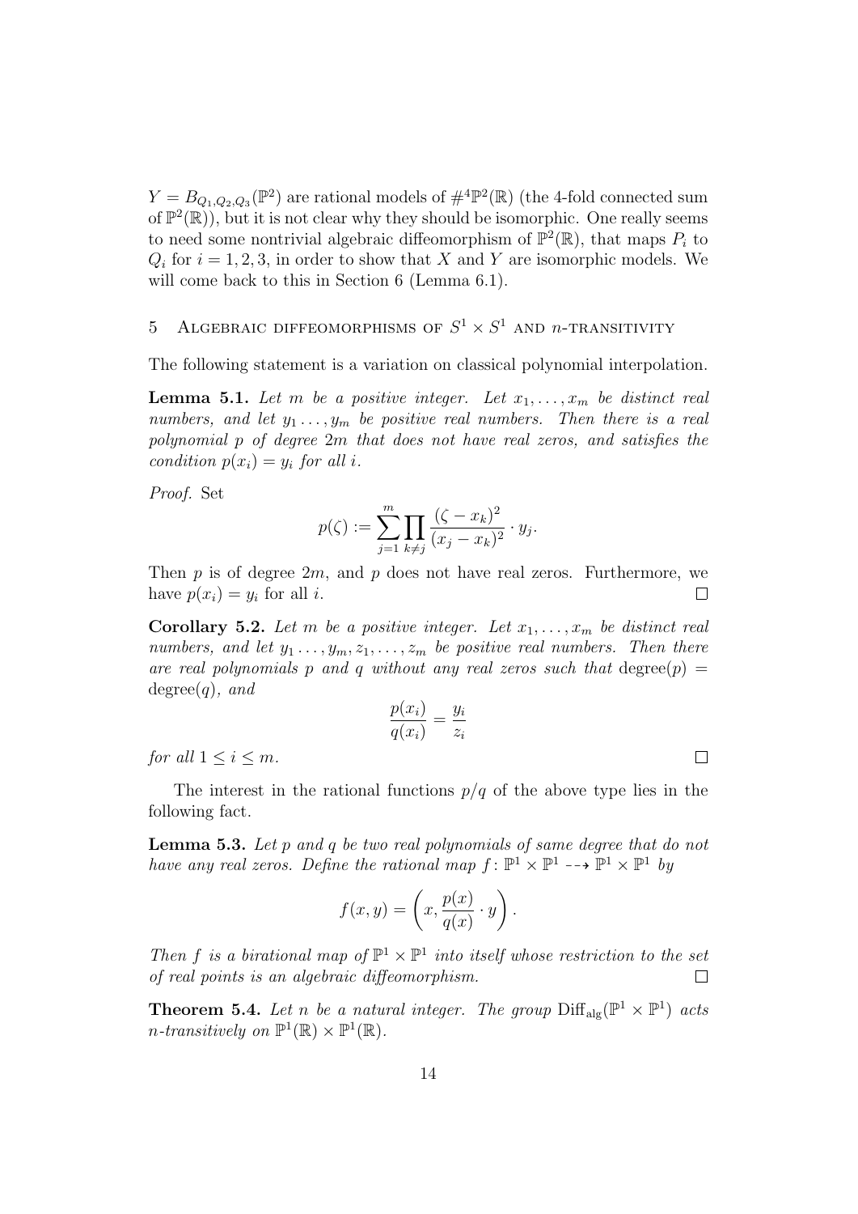$Y = B_{Q_1,Q_2,Q_3}(\mathbb{P}^2)$ are rational models of $\#^4\mathbb{P}^2(\mathbb{R})$ (the 4-fold connected sum of $\mathbb{P}^2(\mathbb{R})$), but it is not clear why they should be isomorphic. One really seems to need some nontrivial algebraic diffeomorphism of $\mathbb{P}^2(\mathbb{R})$, that maps $P_i$ to $Q_i$ for $i = 1, 2, 3$, in order to show that $X$ and $Y$ are isomorphic models. We will come back to this in Section 6 (Lemma 6.1).

## 5 Algebraic diffeomorphisms of $S^1 \times S^1$ and $n$-transitivity

The following statement is a variation on classical polynomial interpolation.

**Lemma 5.1.** *Let $m$ be a positive integer. Let $x_1, \ldots, x_m$ be distinct real numbers, and let $y_1 \ldots, y_m$ be positive real numbers. Then there is a real polynomial $p$ of degree $2m$ that does not have real zeros, and satisfies the condition $p(x_i) = y_i$ for all $i$.*

*Proof.* Set

$$p(\zeta) := \sum_{j=1}^{m} \prod_{k \neq j} \frac{(\zeta - x_k)^2}{(x_j - x_k)^2} \cdot y_j.$$

Then $p$ is of degree $2m$, and $p$ does not have real zeros. Furthermore, we have $p(x_i) = y_i$ for all $i$. $\square$

**Corollary 5.2.** *Let $m$ be a positive integer. Let $x_1, \ldots, x_m$ be distinct real numbers, and let $y_1 \ldots, y_m, z_1, \ldots, z_m$ be positive real numbers. Then there are real polynomials $p$ and $q$ without any real zeros such that $\operatorname{degree}(p) = \operatorname{degree}(q)$, and*

$$\frac{p(x_i)}{q(x_i)} = \frac{y_i}{z_i}$$

*for all $1 \leq i \leq m$.* $\square$

The interest in the rational functions $p/q$ of the above type lies in the following fact.

**Lemma 5.3.** *Let $p$ and $q$ be two real polynomials of same degree that do not have any real zeros. Define the rational map $f \colon \mathbb{P}^1 \times \mathbb{P}^1 \dashrightarrow \mathbb{P}^1 \times \mathbb{P}^1$ by*

$$f(x, y) = \left( x, \frac{p(x)}{q(x)} \cdot y \right).$$

*Then $f$ is a birational map of $\mathbb{P}^1 \times \mathbb{P}^1$ into itself whose restriction to the set of real points is an algebraic diffeomorphism.* $\square$

**Theorem 5.4.** *Let $n$ be a natural integer. The group $\operatorname{Diff}_{\operatorname{alg}}(\mathbb{P}^1 \times \mathbb{P}^1)$ acts $n$-transitively on $\mathbb{P}^1(\mathbb{R}) \times \mathbb{P}^1(\mathbb{R})$.*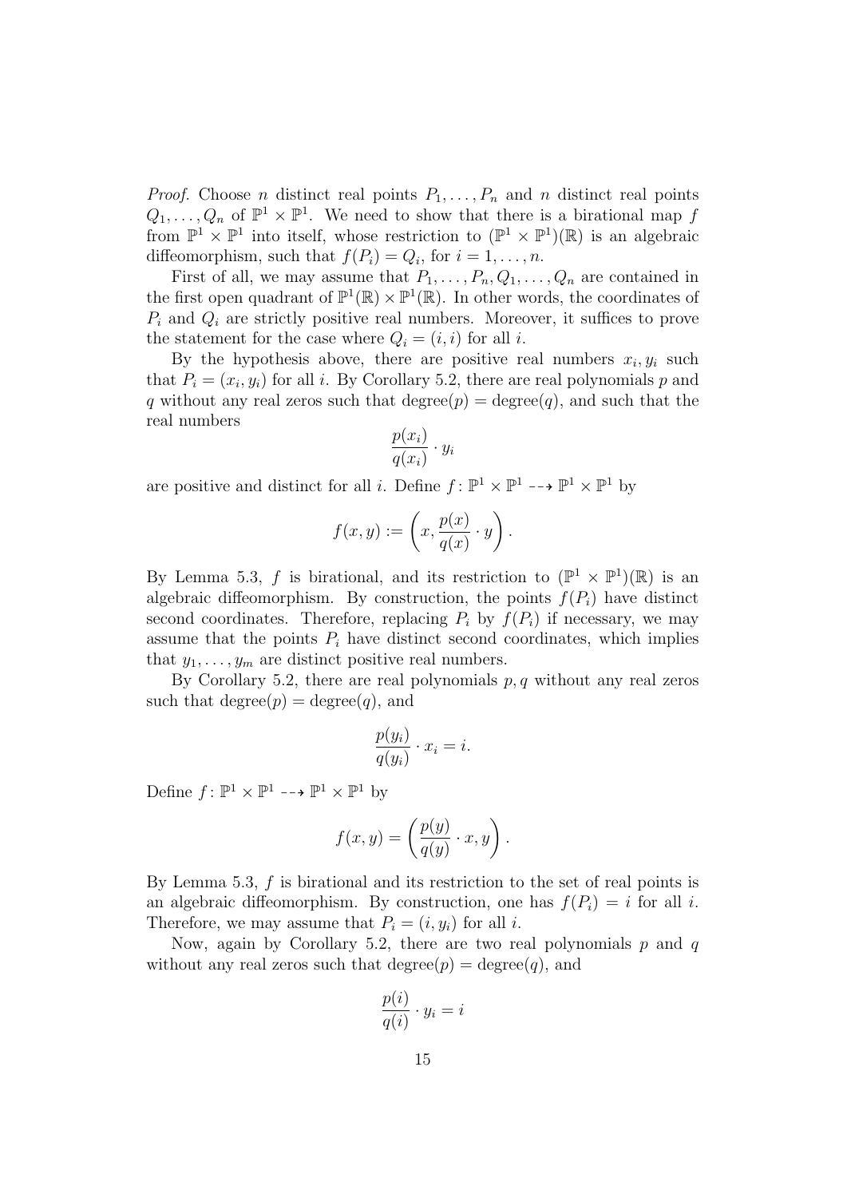*Proof.* Choose $n$ distinct real points $P_1, \ldots, P_n$ and $n$ distinct real points $Q_1, \ldots, Q_n$ of $\mathbb{P}^1 \times \mathbb{P}^1$. We need to show that there is a birational map $f$ from $\mathbb{P}^1 \times \mathbb{P}^1$ into itself, whose restriction to $(\mathbb{P}^1 \times \mathbb{P}^1)(\mathbb{R})$ is an algebraic diffeomorphism, such that $f(P_i) = Q_i$, for $i = 1, \ldots, n$.

First of all, we may assume that $P_1, \ldots, P_n, Q_1, \ldots, Q_n$ are contained in the first open quadrant of $\mathbb{P}^1(\mathbb{R}) \times \mathbb{P}^1(\mathbb{R})$. In other words, the coordinates of $P_i$ and $Q_i$ are strictly positive real numbers. Moreover, it suffices to prove the statement for the case where $Q_i = (i, i)$ for all $i$.

By the hypothesis above, there are positive real numbers $x_i, y_i$ such that $P_i = (x_i, y_i)$ for all $i$. By Corollary 5.2, there are real polynomials $p$ and $q$ without any real zeros such that $\mathrm{degree}(p) = \mathrm{degree}(q)$, and such that the real numbers

$$\frac{p(x_i)}{q(x_i)} \cdot y_i$$

are positive and distinct for all $i$. Define $f \colon \mathbb{P}^1 \times \mathbb{P}^1 \dashrightarrow \mathbb{P}^1 \times \mathbb{P}^1$ by

$$f(x, y) := \left( x, \frac{p(x)}{q(x)} \cdot y \right).$$

By Lemma 5.3, $f$ is birational, and its restriction to $(\mathbb{P}^1 \times \mathbb{P}^1)(\mathbb{R})$ is an algebraic diffeomorphism. By construction, the points $f(P_i)$ have distinct second coordinates. Therefore, replacing $P_i$ by $f(P_i)$ if necessary, we may assume that the points $P_i$ have distinct second coordinates, which implies that $y_1, \ldots, y_m$ are distinct positive real numbers.

By Corollary 5.2, there are real polynomials $p, q$ without any real zeros such that $\mathrm{degree}(p) = \mathrm{degree}(q)$, and

$$\frac{p(y_i)}{q(y_i)} \cdot x_i = i.$$

Define $f \colon \mathbb{P}^1 \times \mathbb{P}^1 \dashrightarrow \mathbb{P}^1 \times \mathbb{P}^1$ by

$$f(x, y) = \left( \frac{p(y)}{q(y)} \cdot x, y \right).$$

By Lemma 5.3, $f$ is birational and its restriction to the set of real points is an algebraic diffeomorphism. By construction, one has $f(P_i) = i$ for all $i$. Therefore, we may assume that $P_i = (i, y_i)$ for all $i$.

Now, again by Corollary 5.2, there are two real polynomials $p$ and $q$ without any real zeros such that $\mathrm{degree}(p) = \mathrm{degree}(q)$, and

$$\frac{p(i)}{q(i)} \cdot y_i = i$$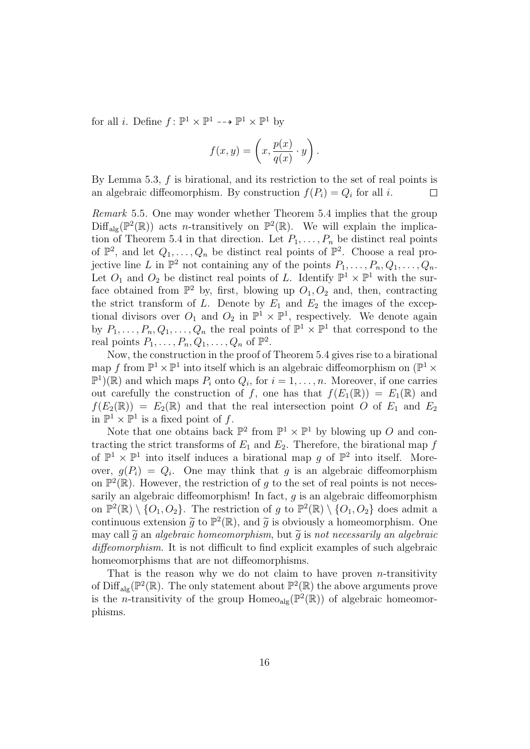for all $i$. Define $f\colon \mathbb{P}^1 \times \mathbb{P}^1 \dashrightarrow \mathbb{P}^1 \times \mathbb{P}^1$ by

$$f(x,y) = \left(x, \frac{p(x)}{q(x)} \cdot y\right).$$

By Lemma 5.3, $f$ is birational, and its restriction to the set of real points is an algebraic diffeomorphism. By construction $f(P_i) = Q_i$ for all $i$. $\square$

*Remark* 5.5. One may wonder whether Theorem 5.4 implies that the group $\mathrm{Diff}_{\mathrm{alg}}(\mathbb{P}^2(\mathbb{R}))$ acts $n$-transitively on $\mathbb{P}^2(\mathbb{R})$. We will explain the implication of Theorem 5.4 in that direction. Let $P_1, \ldots, P_n$ be distinct real points of $\mathbb{P}^2$, and let $Q_1, \ldots, Q_n$ be distinct real points of $\mathbb{P}^2$. Choose a real projective line $L$ in $\mathbb{P}^2$ not containing any of the points $P_1, \ldots, P_n, Q_1, \ldots, Q_n$. Let $O_1$ and $O_2$ be distinct real points of $L$. Identify $\mathbb{P}^1 \times \mathbb{P}^1$ with the surface obtained from $\mathbb{P}^2$ by, first, blowing up $O_1, O_2$ and, then, contracting the strict transform of $L$. Denote by $E_1$ and $E_2$ the images of the exceptional divisors over $O_1$ and $O_2$ in $\mathbb{P}^1 \times \mathbb{P}^1$, respectively. We denote again by $P_1, \ldots, P_n, Q_1, \ldots, Q_n$ the real points of $\mathbb{P}^1 \times \mathbb{P}^1$ that correspond to the real points $P_1, \ldots, P_n, Q_1, \ldots, Q_n$ of $\mathbb{P}^2$.

Now, the construction in the proof of Theorem 5.4 gives rise to a birational map $f$ from $\mathbb{P}^1 \times \mathbb{P}^1$ into itself which is an algebraic diffeomorphism on $(\mathbb{P}^1 \times \mathbb{P}^1)(\mathbb{R})$ and which maps $P_i$ onto $Q_i$, for $i = 1, \ldots, n$. Moreover, if one carries out carefully the construction of $f$, one has that $f(E_1(\mathbb{R})) = E_1(\mathbb{R})$ and $f(E_2(\mathbb{R})) = E_2(\mathbb{R})$ and that the real intersection point $O$ of $E_1$ and $E_2$ in $\mathbb{P}^1 \times \mathbb{P}^1$ is a fixed point of $f$.

Note that one obtains back $\mathbb{P}^2$ from $\mathbb{P}^1 \times \mathbb{P}^1$ by blowing up $O$ and contracting the strict transforms of $E_1$ and $E_2$. Therefore, the birational map $f$ of $\mathbb{P}^1 \times \mathbb{P}^1$ into itself induces a birational map $g$ of $\mathbb{P}^2$ into itself. Moreover, $g(P_i) = Q_i$. One may think that $g$ is an algebraic diffeomorphism on $\mathbb{P}^2(\mathbb{R})$. However, the restriction of $g$ to the set of real points is not necessarily an algebraic diffeomorphism! In fact, $g$ is an algebraic diffeomorphism on $\mathbb{P}^2(\mathbb{R}) \setminus \{O_1, O_2\}$. The restriction of $g$ to $\mathbb{P}^2(\mathbb{R}) \setminus \{O_1, O_2\}$ does admit a continuous extension $\widetilde{g}$ to $\mathbb{P}^2(\mathbb{R})$, and $\widetilde{g}$ is obviously a homeomorphism. One may call $\widetilde{g}$ an *algebraic homeomorphism*, but $\widetilde{g}$ is *not necessarily an algebraic diffeomorphism*. It is not difficult to find explicit examples of such algebraic homeomorphisms that are not diffeomorphisms.

That is the reason why we do not claim to have proven $n$-transitivity of $\mathrm{Diff}_{\mathrm{alg}}(\mathbb{P}^2(\mathbb{R}))$. The only statement about $\mathbb{P}^2(\mathbb{R})$ the above arguments prove is the $n$-transitivity of the group $\mathrm{Homeo}_{\mathrm{alg}}(\mathbb{P}^2(\mathbb{R}))$ of algebraic homeomorphisms.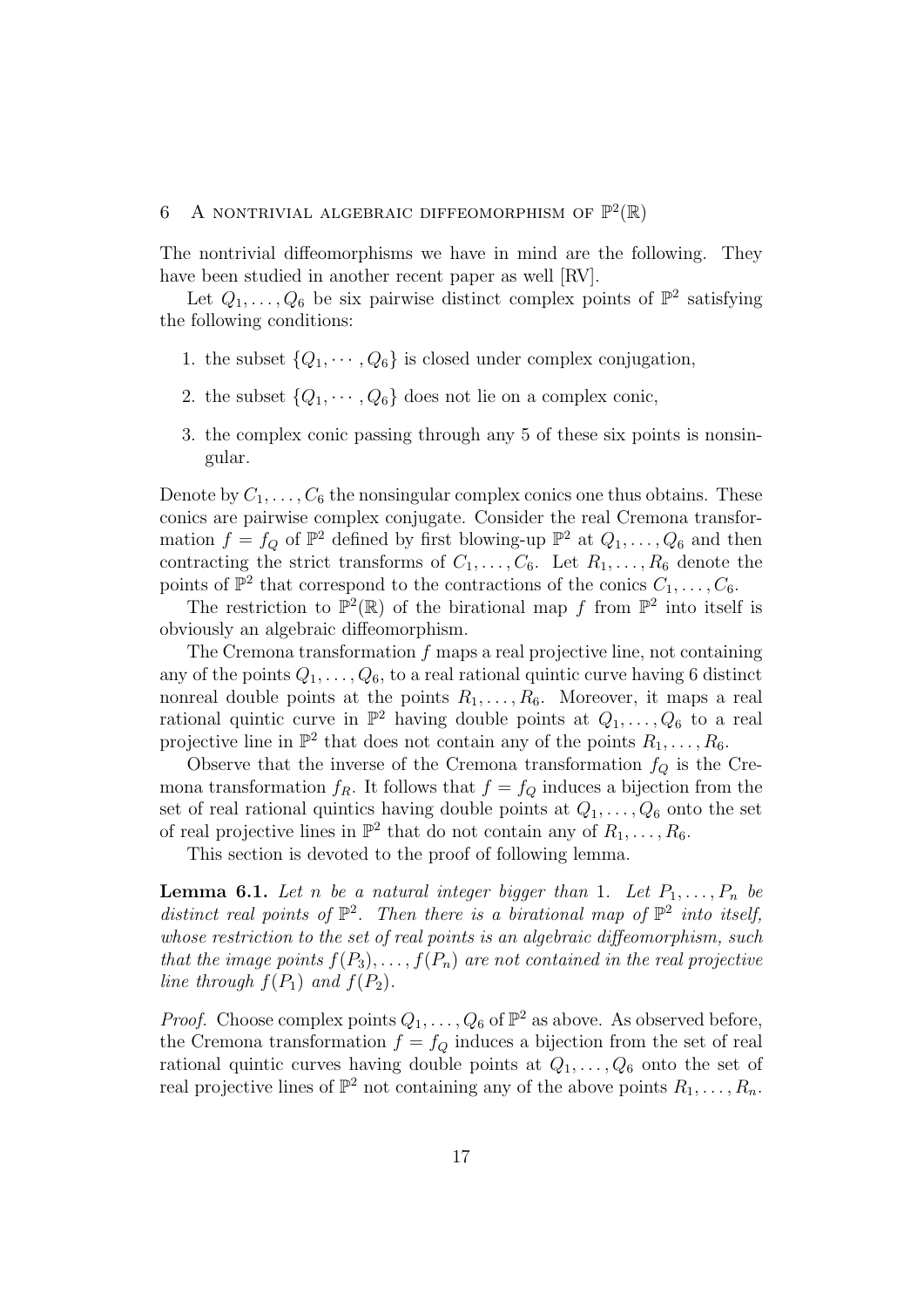## 6 A nontrivial algebraic diffeomorphism of $\mathbb{P}^2(\mathbb{R})$

The nontrivial diffeomorphisms we have in mind are the following. They have been studied in another recent paper as well [RV].

Let $Q_1, \ldots, Q_6$ be six pairwise distinct complex points of $\mathbb{P}^2$ satisfying the following conditions:

1. the subset $\{Q_1, \cdots, Q_6\}$ is closed under complex conjugation,
2. the subset $\{Q_1, \cdots, Q_6\}$ does not lie on a complex conic,
3. the complex conic passing through any 5 of these six points is nonsingular.

Denote by $C_1, \ldots, C_6$ the nonsingular complex conics one thus obtains. These conics are pairwise complex conjugate. Consider the real Cremona transformation $f = f_Q$ of $\mathbb{P}^2$ defined by first blowing-up $\mathbb{P}^2$ at $Q_1, \ldots, Q_6$ and then contracting the strict transforms of $C_1, \ldots, C_6$. Let $R_1, \ldots, R_6$ denote the points of $\mathbb{P}^2$ that correspond to the contractions of the conics $C_1, \ldots, C_6$.

The restriction to $\mathbb{P}^2(\mathbb{R})$ of the birational map $f$ from $\mathbb{P}^2$ into itself is obviously an algebraic diffeomorphism.

The Cremona transformation $f$ maps a real projective line, not containing any of the points $Q_1, \ldots, Q_6$, to a real rational quintic curve having 6 distinct nonreal double points at the points $R_1, \ldots, R_6$. Moreover, it maps a real rational quintic curve in $\mathbb{P}^2$ having double points at $Q_1, \ldots, Q_6$ to a real projective line in $\mathbb{P}^2$ that does not contain any of the points $R_1, \ldots, R_6$.

Observe that the inverse of the Cremona transformation $f_Q$ is the Cremona transformation $f_R$. It follows that $f = f_Q$ induces a bijection from the set of real rational quintics having double points at $Q_1, \ldots, Q_6$ onto the set of real projective lines in $\mathbb{P}^2$ that do not contain any of $R_1, \ldots, R_6$.

This section is devoted to the proof of following lemma.

**Lemma 6.1.** *Let $n$ be a natural integer bigger than 1. Let $P_1, \ldots, P_n$ be distinct real points of $\mathbb{P}^2$. Then there is a birational map of $\mathbb{P}^2$ into itself, whose restriction to the set of real points is an algebraic diffeomorphism, such that the image points $f(P_3), \ldots, f(P_n)$ are not contained in the real projective line through $f(P_1)$ and $f(P_2)$.*

*Proof.* Choose complex points $Q_1, \ldots, Q_6$ of $\mathbb{P}^2$ as above. As observed before, the Cremona transformation $f = f_Q$ induces a bijection from the set of real rational quintic curves having double points at $Q_1, \ldots, Q_6$ onto the set of real projective lines of $\mathbb{P}^2$ not containing any of the above points $R_1, \ldots, R_n$.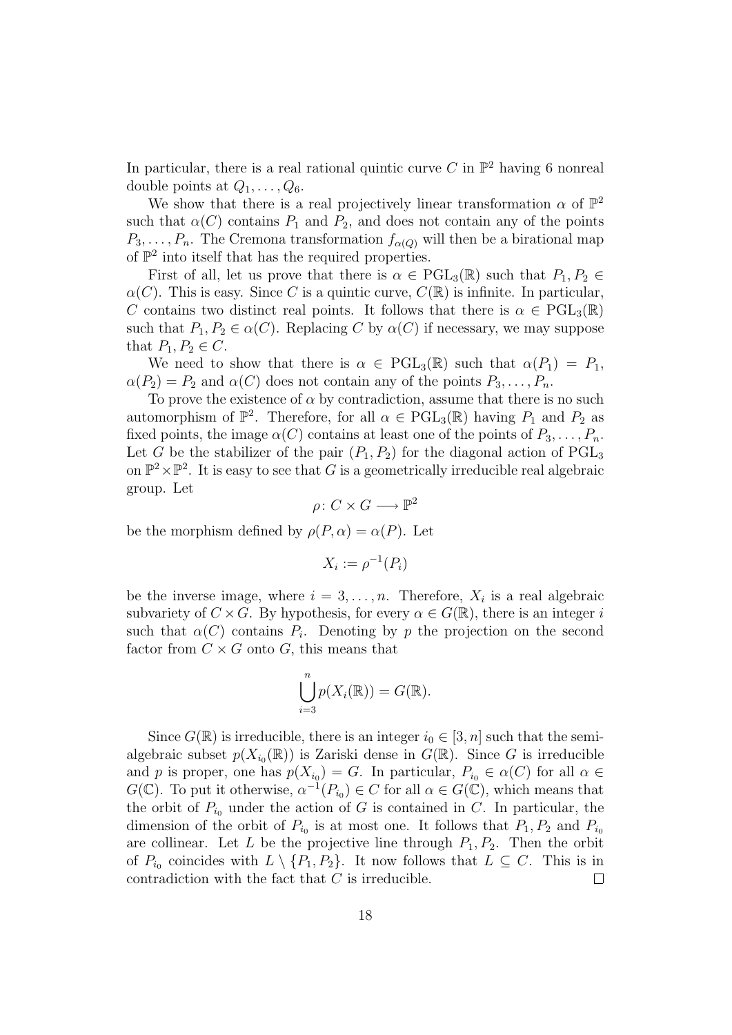In particular, there is a real rational quintic curve $C$ in $\mathbb{P}^2$ having 6 nonreal double points at $Q_1, \ldots, Q_6$.

We show that there is a real projectively linear transformation $\alpha$ of $\mathbb{P}^2$ such that $\alpha(C)$ contains $P_1$ and $P_2$, and does not contain any of the points $P_3, \ldots, P_n$. The Cremona transformation $f_{\alpha(Q)}$ will then be a birational map of $\mathbb{P}^2$ into itself that has the required properties.

First of all, let us prove that there is $\alpha \in \mathrm{PGL}_3(\mathbb{R})$ such that $P_1, P_2 \in \alpha(C)$. This is easy. Since $C$ is a quintic curve, $C(\mathbb{R})$ is infinite. In particular, $C$ contains two distinct real points. It follows that there is $\alpha \in \mathrm{PGL}_3(\mathbb{R})$ such that $P_1, P_2 \in \alpha(C)$. Replacing $C$ by $\alpha(C)$ if necessary, we may suppose that $P_1, P_2 \in C$.

We need to show that there is $\alpha \in \mathrm{PGL}_3(\mathbb{R})$ such that $\alpha(P_1) = P_1$, $\alpha(P_2) = P_2$ and $\alpha(C)$ does not contain any of the points $P_3, \ldots, P_n$.

To prove the existence of $\alpha$ by contradiction, assume that there is no such automorphism of $\mathbb{P}^2$. Therefore, for all $\alpha \in \mathrm{PGL}_3(\mathbb{R})$ having $P_1$ and $P_2$ as fixed points, the image $\alpha(C)$ contains at least one of the points of $P_3, \ldots, P_n$. Let $G$ be the stabilizer of the pair $(P_1, P_2)$ for the diagonal action of $\mathrm{PGL}_3$ on $\mathbb{P}^2 \times \mathbb{P}^2$. It is easy to see that $G$ is a geometrically irreducible real algebraic group. Let

$$\rho\colon C \times G \longrightarrow \mathbb{P}^2$$

be the morphism defined by $\rho(P, \alpha) = \alpha(P)$. Let

$$X_i := \rho^{-1}(P_i)$$

be the inverse image, where $i = 3, \ldots, n$. Therefore, $X_i$ is a real algebraic subvariety of $C \times G$. By hypothesis, for every $\alpha \in G(\mathbb{R})$, there is an integer $i$ such that $\alpha(C)$ contains $P_i$. Denoting by $p$ the projection on the second factor from $C \times G$ onto $G$, this means that

$$\bigcup_{i=3}^{n} p(X_i(\mathbb{R})) = G(\mathbb{R}).$$

Since $G(\mathbb{R})$ is irreducible, there is an integer $i_0 \in [3, n]$ such that the semialgebraic subset $p(X_{i_0}(\mathbb{R}))$ is Zariski dense in $G(\mathbb{R})$. Since $G$ is irreducible and $p$ is proper, one has $p(X_{i_0}) = G$. In particular, $P_{i_0} \in \alpha(C)$ for all $\alpha \in G(\mathbb{C})$. To put it otherwise, $\alpha^{-1}(P_{i_0}) \in C$ for all $\alpha \in G(\mathbb{C})$, which means that the orbit of $P_{i_0}$ under the action of $G$ is contained in $C$. In particular, the dimension of the orbit of $P_{i_0}$ is at most one. It follows that $P_1, P_2$ and $P_{i_0}$ are collinear. Let $L$ be the projective line through $P_1, P_2$. Then the orbit of $P_{i_0}$ coincides with $L \setminus \{P_1, P_2\}$. It now follows that $L \subseteq C$. This is in contradiction with the fact that $C$ is irreducible. $\square$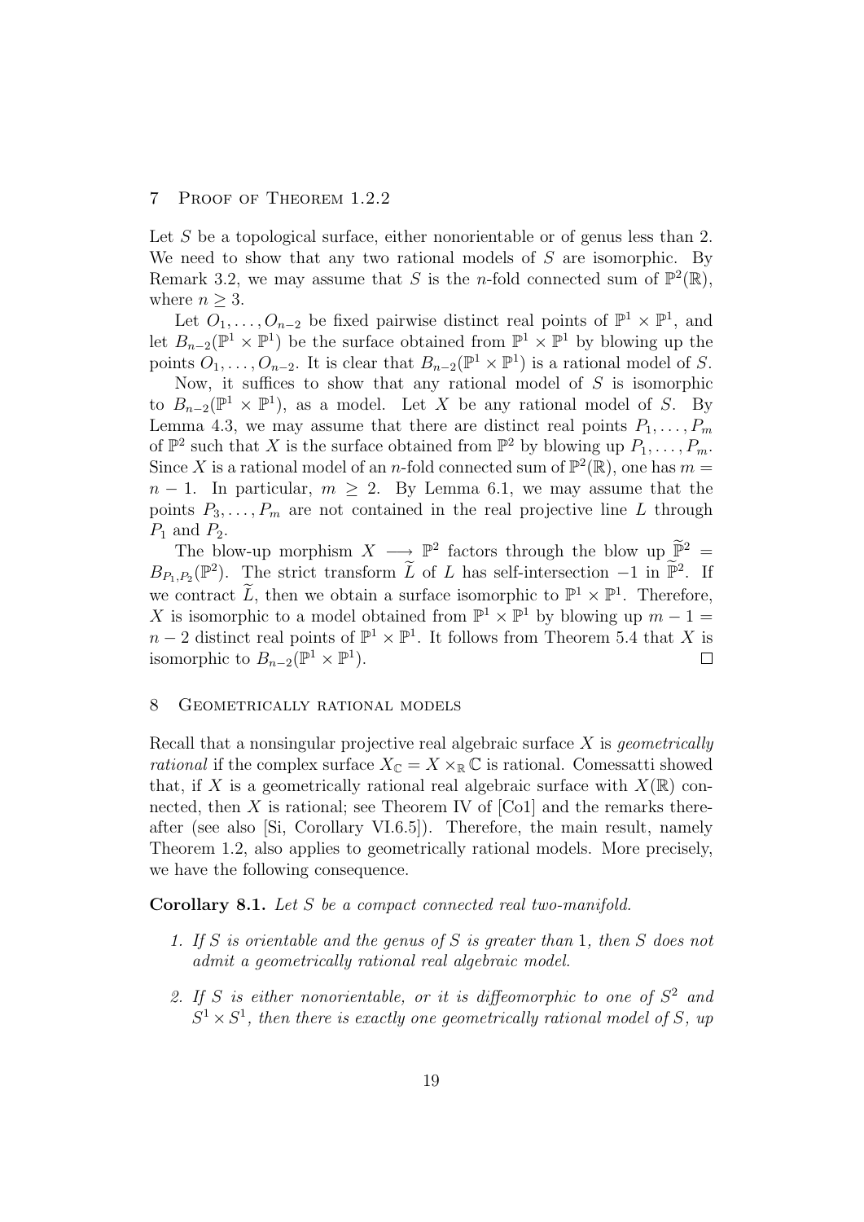## 7 Proof of Theorem 1.2.2

Let $S$ be a topological surface, either nonorientable or of genus less than 2. We need to show that any two rational models of $S$ are isomorphic. By Remark 3.2, we may assume that $S$ is the $n$-fold connected sum of $\mathbb{P}^2(\mathbb{R})$, where $n \geq 3$.

Let $O_1, \ldots, O_{n-2}$ be fixed pairwise distinct real points of $\mathbb{P}^1 \times \mathbb{P}^1$, and let $B_{n-2}(\mathbb{P}^1 \times \mathbb{P}^1)$ be the surface obtained from $\mathbb{P}^1 \times \mathbb{P}^1$ by blowing up the points $O_1, \ldots, O_{n-2}$. It is clear that $B_{n-2}(\mathbb{P}^1 \times \mathbb{P}^1)$ is a rational model of $S$.

Now, it suffices to show that any rational model of $S$ is isomorphic to $B_{n-2}(\mathbb{P}^1 \times \mathbb{P}^1)$, as a model. Let $X$ be any rational model of $S$. By Lemma 4.3, we may assume that there are distinct real points $P_1, \ldots, P_m$ of $\mathbb{P}^2$ such that $X$ is the surface obtained from $\mathbb{P}^2$ by blowing up $P_1, \ldots, P_m$. Since $X$ is a rational model of an $n$-fold connected sum of $\mathbb{P}^2(\mathbb{R})$, one has $m = n - 1$. In particular, $m \geq 2$. By Lemma 6.1, we may assume that the points $P_3, \ldots, P_m$ are not contained in the real projective line $L$ through $P_1$ and $P_2$.

The blow-up morphism $X \longrightarrow \mathbb{P}^2$ factors through the blow up $\widetilde{\mathbb{P}}^2 = B_{P_1,P_2}(\mathbb{P}^2)$. The strict transform $\widetilde{L}$ of $L$ has self-intersection $-1$ in $\widetilde{\mathbb{P}}^2$. If we contract $\widetilde{L}$, then we obtain a surface isomorphic to $\mathbb{P}^1 \times \mathbb{P}^1$. Therefore, $X$ is isomorphic to a model obtained from $\mathbb{P}^1 \times \mathbb{P}^1$ by blowing up $m - 1 = n - 2$ distinct real points of $\mathbb{P}^1 \times \mathbb{P}^1$. It follows from Theorem 5.4 that $X$ is isomorphic to $B_{n-2}(\mathbb{P}^1 \times \mathbb{P}^1)$. $\square$

## 8 Geometrically rational models

Recall that a nonsingular projective real algebraic surface $X$ is *geometrically rational* if the complex surface $X_{\mathbb{C}} = X \times_{\mathbb{R}} \mathbb{C}$ is rational. Comessatti showed that, if $X$ is a geometrically rational real algebraic surface with $X(\mathbb{R})$ connected, then $X$ is rational; see Theorem IV of [Co1] and the remarks thereafter (see also [Si, Corollary VI.6.5]). Therefore, the main result, namely Theorem 1.2, also applies to geometrically rational models. More precisely, we have the following consequence.

**Corollary 8.1.** *Let $S$ be a compact connected real two-manifold.*

1. *If $S$ is orientable and the genus of $S$ is greater than 1, then $S$ does not admit a geometrically rational real algebraic model.*
2. *If $S$ is either nonorientable, or it is diffeomorphic to one of $S^2$ and $S^1 \times S^1$, then there is exactly one geometrically rational model of $S$, up*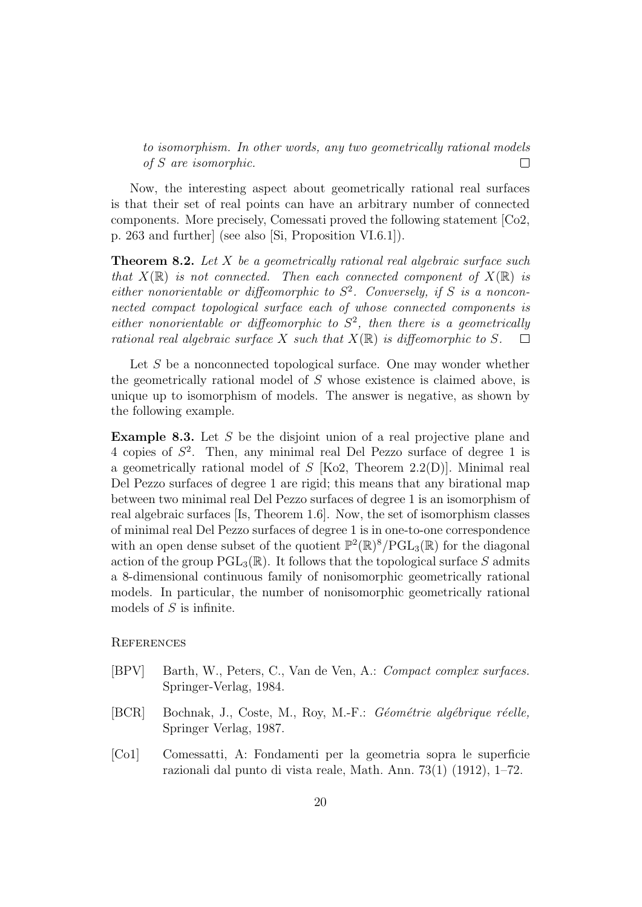*to isomorphism. In other words, any two geometrically rational models of $S$ are isomorphic.* □

Now, the interesting aspect about geometrically rational real surfaces is that their set of real points can have an arbitrary number of connected components. More precisely, Comessati proved the following statement [Co2, p. 263 and further] (see also [Si, Proposition VI.6.1]).

**Theorem 8.2.** *Let $X$ be a geometrically rational real algebraic surface such that $X(\mathbb{R})$ is not connected. Then each connected component of $X(\mathbb{R})$ is either nonorientable or diffeomorphic to $S^2$. Conversely, if $S$ is a nonconnected compact topological surface each of whose connected components is either nonorientable or diffeomorphic to $S^2$, then there is a geometrically rational real algebraic surface $X$ such that $X(\mathbb{R})$ is diffeomorphic to $S$.* □

Let $S$ be a nonconnected topological surface. One may wonder whether the geometrically rational model of $S$ whose existence is claimed above, is unique up to isomorphism of models. The answer is negative, as shown by the following example.

**Example 8.3.** Let $S$ be the disjoint union of a real projective plane and 4 copies of $S^2$. Then, any minimal real Del Pezzo surface of degree 1 is a geometrically rational model of $S$ [Ko2, Theorem 2.2(D)]. Minimal real Del Pezzo surfaces of degree 1 are rigid; this means that any birational map between two minimal real Del Pezzo surfaces of degree 1 is an isomorphism of real algebraic surfaces [Is, Theorem 1.6]. Now, the set of isomorphism classes of minimal real Del Pezzo surfaces of degree 1 is in one-to-one correspondence with an open dense subset of the quotient $\mathbb{P}^2(\mathbb{R})^8/\mathrm{PGL}_3(\mathbb{R})$ for the diagonal action of the group $\mathrm{PGL}_3(\mathbb{R})$. It follows that the topological surface $S$ admits a 8-dimensional continuous family of nonisomorphic geometrically rational models. In particular, the number of nonisomorphic geometrically rational models of $S$ is infinite.

## References

- [BPV] Barth, W., Peters, C., Van de Ven, A.: *Compact complex surfaces.* Springer-Verlag, 1984.
- [BCR] Bochnak, J., Coste, M., Roy, M.-F.: *Géométrie algébrique réelle,* Springer Verlag, 1987.
- [Co1] Comessatti, A: Fondamenti per la geometria sopra le superficie razionali dal punto di vista reale, Math. Ann. 73(1) (1912), 1–72.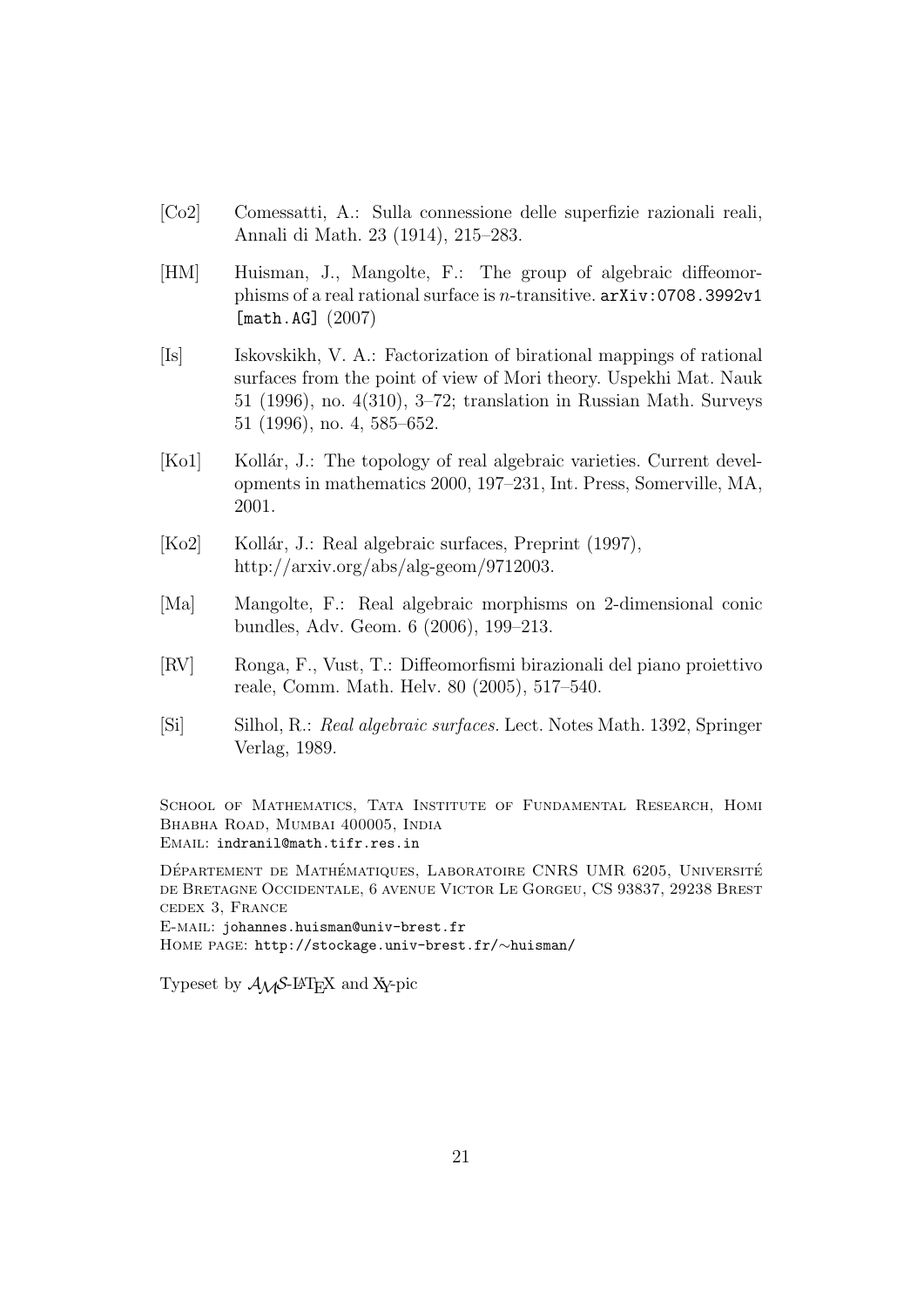[Co2] Comessatti, A.: Sulla connessione delle superfizie razionali reali, Annali di Math. 23 (1914), 215–283.

[HM] Huisman, J., Mangolte, F.: The group of algebraic diffeomorphisms of a real rational surface is $n$-transitive. `arXiv:0708.3992v1 [math.AG]` (2007)

[Is] Iskovskikh, V. A.: Factorization of birational mappings of rational surfaces from the point of view of Mori theory. Uspekhi Mat. Nauk 51 (1996), no. 4(310), 3–72; translation in Russian Math. Surveys 51 (1996), no. 4, 585–652.

[Ko1] Kollár, J.: The topology of real algebraic varieties. Current developments in mathematics 2000, 197–231, Int. Press, Somerville, MA, 2001.

[Ko2] Kollár, J.: Real algebraic surfaces, Preprint (1997), http://arxiv.org/abs/alg-geom/9712003.

[Ma] Mangolte, F.: Real algebraic morphisms on 2-dimensional conic bundles, Adv. Geom. 6 (2006), 199–213.

[RV] Ronga, F., Vust, T.: Diffeomorfismi birazionali del piano proiettivo reale, Comm. Math. Helv. 80 (2005), 517–540.

[Si] Silhol, R.: *Real algebraic surfaces.* Lect. Notes Math. 1392, Springer Verlag, 1989.

School of Mathematics, Tata Institute of Fundamental Research, Homi Bhabha Road, Mumbai 400005, India
Email: `indranil@math.tifr.res.in`

Département de Mathématiques, Laboratoire CNRS UMR 6205, Université de Bretagne Occidentale, 6 avenue Victor Le Gorgeu, CS 93837, 29238 Brest cedex 3, France
E-mail: `johannes.huisman@univ-brest.fr`
Home page: `http://stockage.univ-brest.fr/∼huisman/`

Typeset by $\mathcal{A}\mathcal{M}\mathcal{S}$-LaTeX and XY-pic